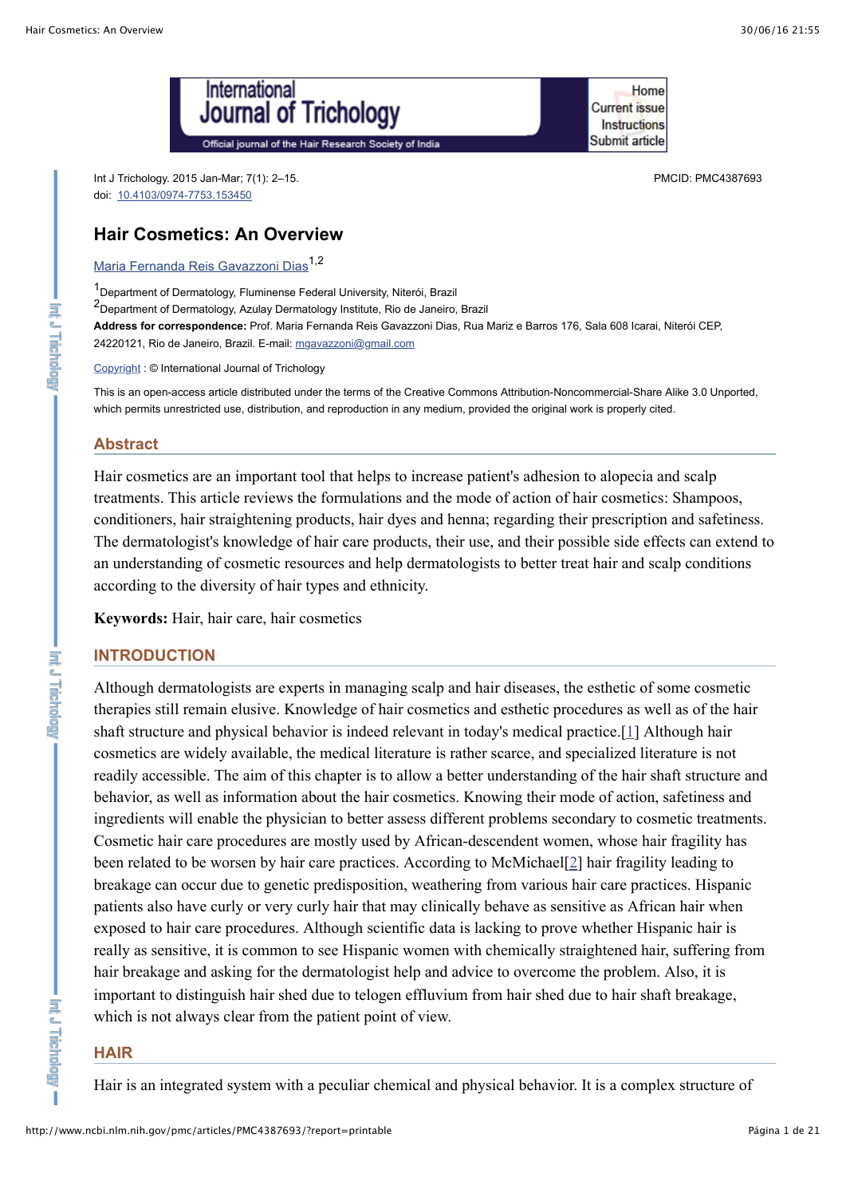Int J Trichology. 2015 Jan-Mar; 7(1): 2–15.
doi: 10.4103/0974-7753.153450

PMCID: PMC4387693

# Hair Cosmetics: An Overview

Maria Fernanda Reis Gavazzoni Dias[1,2]

[1]Department of Dermatology, Fluminense Federal University, Niterói, Brazil
[2]Department of Dermatology, Azulay Dermatology Institute, Rio de Janeiro, Brazil
**Address for correspondence:** Prof. Maria Fernanda Reis Gavazzoni Dias, Rua Mariz e Barros 176, Sala 608 Icarai, Niterói CEP, 24220121, Rio de Janeiro, Brazil. E-mail: mgavazzoni@gmail.com

Copyright : © International Journal of Trichology

This is an open-access article distributed under the terms of the Creative Commons Attribution-Noncommercial-Share Alike 3.0 Unported, which permits unrestricted use, distribution, and reproduction in any medium, provided the original work is properly cited.

## Abstract

Hair cosmetics are an important tool that helps to increase patient's adhesion to alopecia and scalp treatments. This article reviews the formulations and the mode of action of hair cosmetics: Shampoos, conditioners, hair straightening products, hair dyes and henna; regarding their prescription and safetiness. The dermatologist's knowledge of hair care products, their use, and their possible side effects can extend to an understanding of cosmetic resources and help dermatologists to better treat hair and scalp conditions according to the diversity of hair types and ethnicity.

**Keywords:** Hair, hair care, hair cosmetics

## INTRODUCTION

Although dermatologists are experts in managing scalp and hair diseases, the esthetic of some cosmetic therapies still remain elusive. Knowledge of hair cosmetics and esthetic procedures as well as of the hair shaft structure and physical behavior is indeed relevant in today's medical practice.[1] Although hair cosmetics are widely available, the medical literature is rather scarce, and specialized literature is not readily accessible. The aim of this chapter is to allow a better understanding of the hair shaft structure and behavior, as well as information about the hair cosmetics. Knowing their mode of action, safetiness and ingredients will enable the physician to better assess different problems secondary to cosmetic treatments. Cosmetic hair care procedures are mostly used by African-descendent women, whose hair fragility has been related to be worsen by hair care practices. According to McMichael[2] hair fragility leading to breakage can occur due to genetic predisposition, weathering from various hair care practices. Hispanic patients also have curly or very curly hair that may clinically behave as sensitive as African hair when exposed to hair care procedures. Although scientific data is lacking to prove whether Hispanic hair is really as sensitive, it is common to see Hispanic women with chemically straightened hair, suffering from hair breakage and asking for the dermatologist help and advice to overcome the problem. Also, it is important to distinguish hair shed due to telogen effluvium from hair shed due to hair shaft breakage, which is not always clear from the patient point of view.

## HAIR

Hair is an integrated system with a peculiar chemical and physical behavior. It is a complex structure of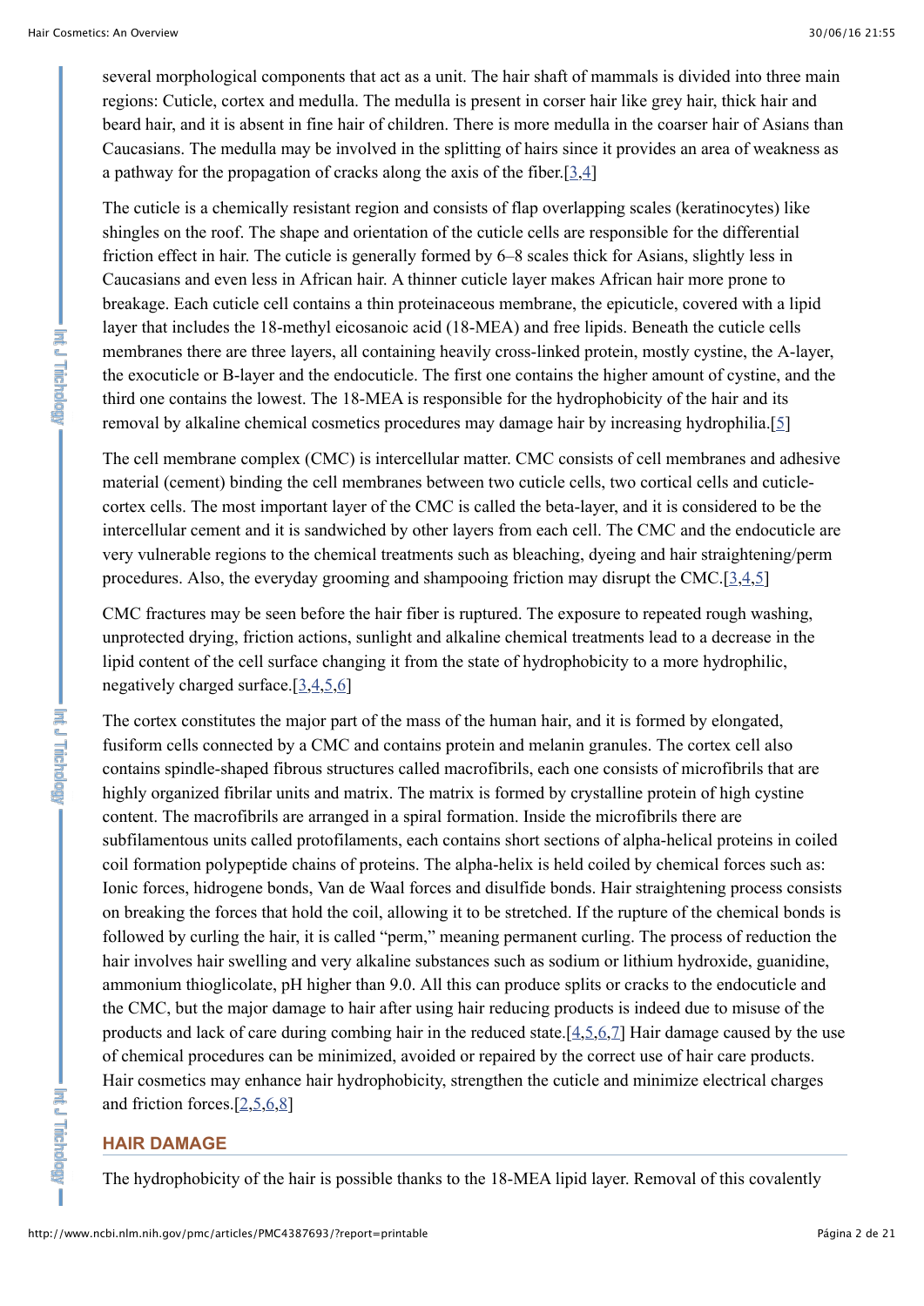several morphological components that act as a unit. The hair shaft of mammals is divided into three main regions: Cuticle, cortex and medulla. The medulla is present in corser hair like grey hair, thick hair and beard hair, and it is absent in fine hair of children. There is more medulla in the coarser hair of Asians than Caucasians. The medulla may be involved in the splitting of hairs since it provides an area of weakness as a pathway for the propagation of cracks along the axis of the fiber.[3,4]

The cuticle is a chemically resistant region and consists of flap overlapping scales (keratinocytes) like shingles on the roof. The shape and orientation of the cuticle cells are responsible for the differential friction effect in hair. The cuticle is generally formed by 6–8 scales thick for Asians, slightly less in Caucasians and even less in African hair. A thinner cuticle layer makes African hair more prone to breakage. Each cuticle cell contains a thin proteinaceous membrane, the epicuticle, covered with a lipid layer that includes the 18-methyl eicosanoic acid (18-MEA) and free lipids. Beneath the cuticle cells membranes there are three layers, all containing heavily cross-linked protein, mostly cystine, the A-layer, the exocuticle or B-layer and the endocuticle. The first one contains the higher amount of cystine, and the third one contains the lowest. The 18-MEA is responsible for the hydrophobicity of the hair and its removal by alkaline chemical cosmetics procedures may damage hair by increasing hydrophilia.[5]

The cell membrane complex (CMC) is intercellular matter. CMC consists of cell membranes and adhesive material (cement) binding the cell membranes between two cuticle cells, two cortical cells and cuticle-cortex cells. The most important layer of the CMC is called the beta-layer, and it is considered to be the intercellular cement and it is sandwiched by other layers from each cell. The CMC and the endocuticle are very vulnerable regions to the chemical treatments such as bleaching, dyeing and hair straightening/perm procedures. Also, the everyday grooming and shampooing friction may disrupt the CMC.[3,4,5]

CMC fractures may be seen before the hair fiber is ruptured. The exposure to repeated rough washing, unprotected drying, friction actions, sunlight and alkaline chemical treatments lead to a decrease in the lipid content of the cell surface changing it from the state of hydrophobicity to a more hydrophilic, negatively charged surface.[3,4,5,6]

The cortex constitutes the major part of the mass of the human hair, and it is formed by elongated, fusiform cells connected by a CMC and contains protein and melanin granules. The cortex cell also contains spindle-shaped fibrous structures called macrofibrils, each one consists of microfibrils that are highly organized fibrilar units and matrix. The matrix is formed by crystalline protein of high cystine content. The macrofibrils are arranged in a spiral formation. Inside the microfibrils there are subfilamentous units called protofilaments, each contains short sections of alpha-helical proteins in coiled coil formation polypeptide chains of proteins. The alpha-helix is held coiled by chemical forces such as: Ionic forces, hidrogene bonds, Van de Waal forces and disulfide bonds. Hair straightening process consists on breaking the forces that hold the coil, allowing it to be stretched. If the rupture of the chemical bonds is followed by curling the hair, it is called "perm," meaning permanent curling. The process of reduction the hair involves hair swelling and very alkaline substances such as sodium or lithium hydroxide, guanidine, ammonium thioglicolate, pH higher than 9.0. All this can produce splits or cracks to the endocuticle and the CMC, but the major damage to hair after using hair reducing products is indeed due to misuse of the products and lack of care during combing hair in the reduced state.[4,5,6,7] Hair damage caused by the use of chemical procedures can be minimized, avoided or repaired by the correct use of hair care products. Hair cosmetics may enhance hair hydrophobicity, strengthen the cuticle and minimize electrical charges and friction forces.[2,5,6,8]

## HAIR DAMAGE

The hydrophobicity of the hair is possible thanks to the 18-MEA lipid layer. Removal of this covalently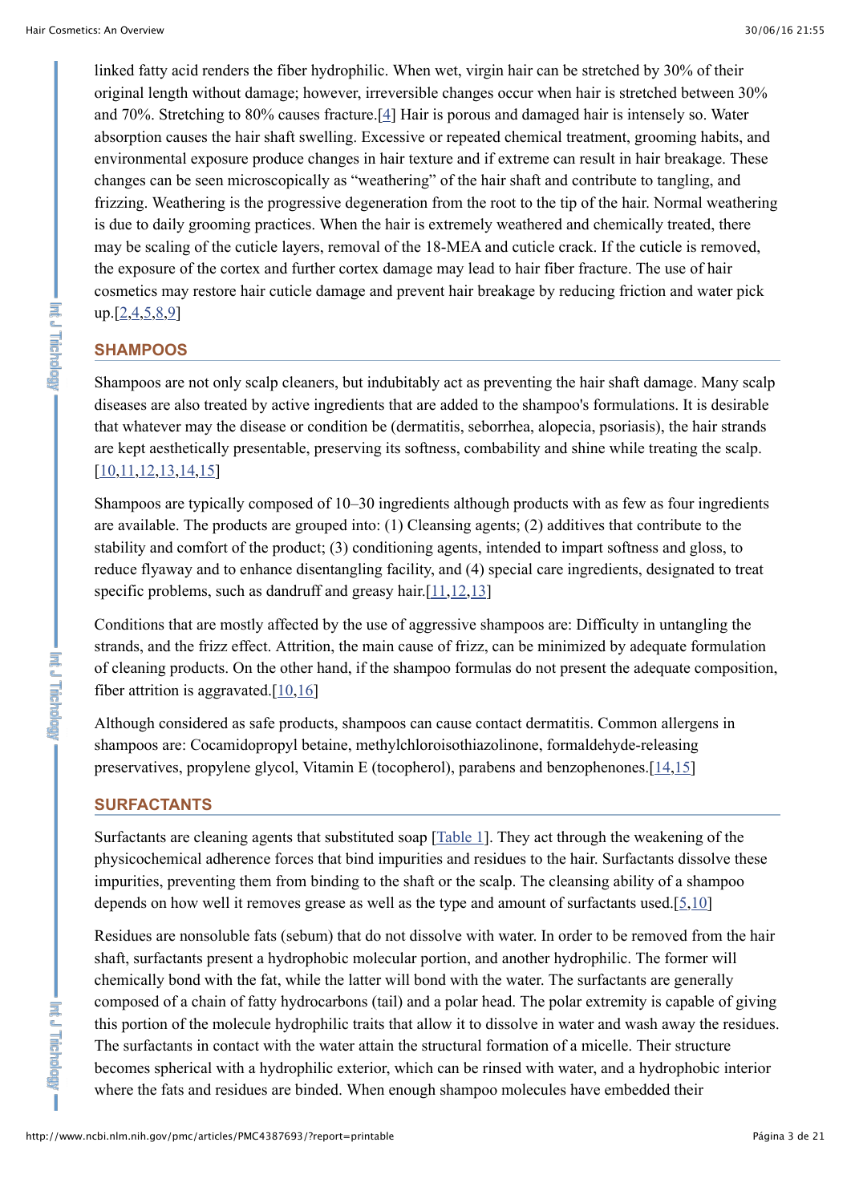linked fatty acid renders the fiber hydrophilic. When wet, virgin hair can be stretched by 30% of their original length without damage; however, irreversible changes occur when hair is stretched between 30% and 70%. Stretching to 80% causes fracture.[4] Hair is porous and damaged hair is intensely so. Water absorption causes the hair shaft swelling. Excessive or repeated chemical treatment, grooming habits, and environmental exposure produce changes in hair texture and if extreme can result in hair breakage. These changes can be seen microscopically as "weathering" of the hair shaft and contribute to tangling, and frizzing. Weathering is the progressive degeneration from the root to the tip of the hair. Normal weathering is due to daily grooming practices. When the hair is extremely weathered and chemically treated, there may be scaling of the cuticle layers, removal of the 18-MEA and cuticle crack. If the cuticle is removed, the exposure of the cortex and further cortex damage may lead to hair fiber fracture. The use of hair cosmetics may restore hair cuticle damage and prevent hair breakage by reducing friction and water pick up.[2,4,5,8,9]

## SHAMPOOS

Shampoos are not only scalp cleaners, but indubitably act as preventing the hair shaft damage. Many scalp diseases are also treated by active ingredients that are added to the shampoo's formulations. It is desirable that whatever may the disease or condition be (dermatitis, seborrhea, alopecia, psoriasis), the hair strands are kept aesthetically presentable, preserving its softness, combability and shine while treating the scalp. [10,11,12,13,14,15]

Shampoos are typically composed of 10–30 ingredients although products with as few as four ingredients are available. The products are grouped into: (1) Cleansing agents; (2) additives that contribute to the stability and comfort of the product; (3) conditioning agents, intended to impart softness and gloss, to reduce flyaway and to enhance disentangling facility, and (4) special care ingredients, designated to treat specific problems, such as dandruff and greasy hair.[11,12,13]

Conditions that are mostly affected by the use of aggressive shampoos are: Difficulty in untangling the strands, and the frizz effect. Attrition, the main cause of frizz, can be minimized by adequate formulation of cleaning products. On the other hand, if the shampoo formulas do not present the adequate composition, fiber attrition is aggravated.[10,16]

Although considered as safe products, shampoos can cause contact dermatitis. Common allergens in shampoos are: Cocamidopropyl betaine, methylchloroisothiazolinone, formaldehyde-releasing preservatives, propylene glycol, Vitamin E (tocopherol), parabens and benzophenones.[14,15]

## SURFACTANTS

Surfactants are cleaning agents that substituted soap [Table 1]. They act through the weakening of the physicochemical adherence forces that bind impurities and residues to the hair. Surfactants dissolve these impurities, preventing them from binding to the shaft or the scalp. The cleansing ability of a shampoo depends on how well it removes grease as well as the type and amount of surfactants used.[5,10]

Residues are nonsoluble fats (sebum) that do not dissolve with water. In order to be removed from the hair shaft, surfactants present a hydrophobic molecular portion, and another hydrophilic. The former will chemically bond with the fat, while the latter will bond with the water. The surfactants are generally composed of a chain of fatty hydrocarbons (tail) and a polar head. The polar extremity is capable of giving this portion of the molecule hydrophilic traits that allow it to dissolve in water and wash away the residues. The surfactants in contact with the water attain the structural formation of a micelle. Their structure becomes spherical with a hydrophilic exterior, which can be rinsed with water, and a hydrophobic interior where the fats and residues are binded. When enough shampoo molecules have embedded their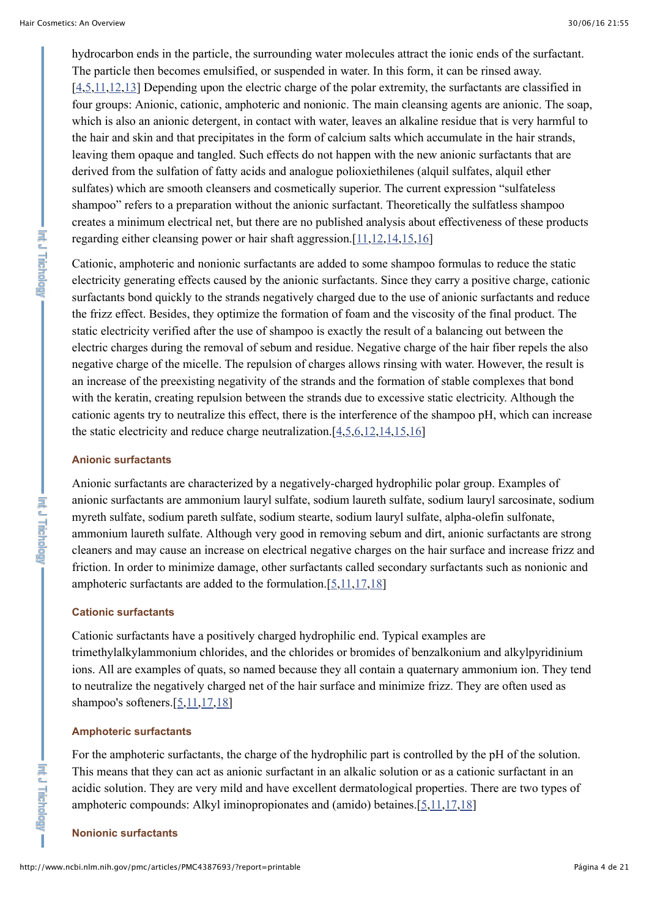hydrocarbon ends in the particle, the surrounding water molecules attract the ionic ends of the surfactant. The particle then becomes emulsified, or suspended in water. In this form, it can be rinsed away.[4,5,11,12,13] Depending upon the electric charge of the polar extremity, the surfactants are classified in four groups: Anionic, cationic, amphoteric and nonionic. The main cleansing agents are anionic. The soap, which is also an anionic detergent, in contact with water, leaves an alkaline residue that is very harmful to the hair and skin and that precipitates in the form of calcium salts which accumulate in the hair strands, leaving them opaque and tangled. Such effects do not happen with the new anionic surfactants that are derived from the sulfation of fatty acids and analogue polioxiethilenes (alquil sulfates, alquil ether sulfates) which are smooth cleansers and cosmetically superior. The current expression "sulfateless shampoo" refers to a preparation without the anionic surfactant. Theoretically the sulfatless shampoo creates a minimum electrical net, but there are no published analysis about effectiveness of these products regarding either cleansing power or hair shaft aggression.[11,12,14,15,16]

Cationic, amphoteric and nonionic surfactants are added to some shampoo formulas to reduce the static electricity generating effects caused by the anionic surfactants. Since they carry a positive charge, cationic surfactants bond quickly to the strands negatively charged due to the use of anionic surfactants and reduce the frizz effect. Besides, they optimize the formation of foam and the viscosity of the final product. The static electricity verified after the use of shampoo is exactly the result of a balancing out between the electric charges during the removal of sebum and residue. Negative charge of the hair fiber repels the also negative charge of the micelle. The repulsion of charges allows rinsing with water. However, the result is an increase of the preexisting negativity of the strands and the formation of stable complexes that bond with the keratin, creating repulsion between the strands due to excessive static electricity. Although the cationic agents try to neutralize this effect, there is the interference of the shampoo pH, which can increase the static electricity and reduce charge neutralization.[4,5,6,12,14,15,16]

### Anionic surfactants

Anionic surfactants are characterized by a negatively-charged hydrophilic polar group. Examples of anionic surfactants are ammonium lauryl sulfate, sodium laureth sulfate, sodium lauryl sarcosinate, sodium myreth sulfate, sodium pareth sulfate, sodium stearte, sodium lauryl sulfate, alpha-olefin sulfonate, ammonium laureth sulfate. Although very good in removing sebum and dirt, anionic surfactants are strong cleaners and may cause an increase on electrical negative charges on the hair surface and increase frizz and friction. In order to minimize damage, other surfactants called secondary surfactants such as nonionic and amphoteric surfactants are added to the formulation.[5,11,17,18]

### Cationic surfactants

Cationic surfactants have a positively charged hydrophilic end. Typical examples are trimethylalkylammonium chlorides, and the chlorides or bromides of benzalkonium and alkylpyridinium ions. All are examples of quats, so named because they all contain a quaternary ammonium ion. They tend to neutralize the negatively charged net of the hair surface and minimize frizz. They are often used as shampoo's softeners.[5,11,17,18]

### Amphoteric surfactants

For the amphoteric surfactants, the charge of the hydrophilic part is controlled by the pH of the solution. This means that they can act as anionic surfactant in an alkalic solution or as a cationic surfactant in an acidic solution. They are very mild and have excellent dermatological properties. There are two types of amphoteric compounds: Alkyl iminopropionates and (amido) betaines.[5,11,17,18]

### Nonionic surfactants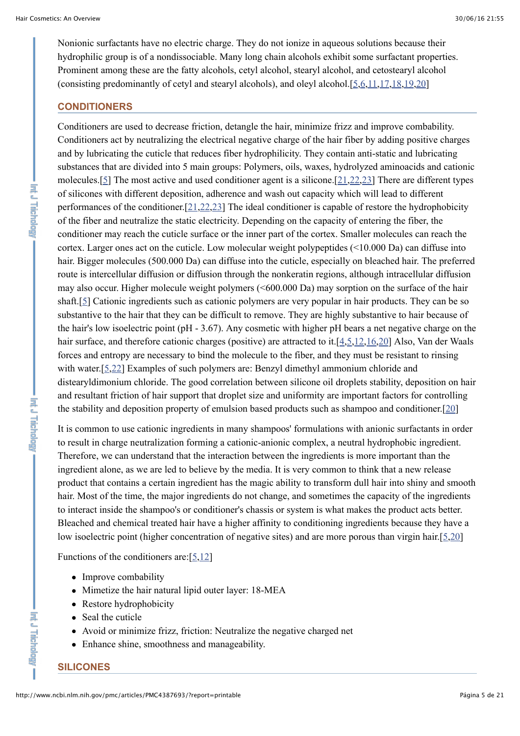Nonionic surfactants have no electric charge. They do not ionize in aqueous solutions because their hydrophilic group is of a nondissociable. Many long chain alcohols exhibit some surfactant properties. Prominent among these are the fatty alcohols, cetyl alcohol, stearyl alcohol, and cetostearyl alcohol (consisting predominantly of cetyl and stearyl alcohols), and oleyl alcohol.[5,6,11,17,18,19,20]

## CONDITIONERS

Conditioners are used to decrease friction, detangle the hair, minimize frizz and improve combability. Conditioners act by neutralizing the electrical negative charge of the hair fiber by adding positive charges and by lubricating the cuticle that reduces fiber hydrophilicity. They contain anti-static and lubricating substances that are divided into 5 main groups: Polymers, oils, waxes, hydrolyzed aminoacids and cationic molecules.[5] The most active and used conditioner agent is a silicone.[21,22,23] There are different types of silicones with different deposition, adherence and wash out capacity which will lead to different performances of the conditioner.[21,22,23] The ideal conditioner is capable of restore the hydrophobicity of the fiber and neutralize the static electricity. Depending on the capacity of entering the fiber, the conditioner may reach the cuticle surface or the inner part of the cortex. Smaller molecules can reach the cortex. Larger ones act on the cuticle. Low molecular weight polypeptides (<10.000 Da) can diffuse into hair. Bigger molecules (500.000 Da) can diffuse into the cuticle, especially on bleached hair. The preferred route is intercellular diffusion or diffusion through the nonkeratin regions, although intracellular diffusion may also occur. Higher molecule weight polymers (<600.000 Da) may sorption on the surface of the hair shaft.[5] Cationic ingredients such as cationic polymers are very popular in hair products. They can be so substantive to the hair that they can be difficult to remove. They are highly substantive to hair because of the hair's low isoelectric point (pH - 3.67). Any cosmetic with higher pH bears a net negative charge on the hair surface, and therefore cationic charges (positive) are attracted to it.[4,5,12,16,20] Also, Van der Waals forces and entropy are necessary to bind the molecule to the fiber, and they must be resistant to rinsing with water.[5,22] Examples of such polymers are: Benzyl dimethyl ammonium chloride and distearyldimonium chloride. The good correlation between silicone oil droplets stability, deposition on hair and resultant friction of hair support that droplet size and uniformity are important factors for controlling the stability and deposition property of emulsion based products such as shampoo and conditioner.[20]

It is common to use cationic ingredients in many shampoos' formulations with anionic surfactants in order to result in charge neutralization forming a cationic-anionic complex, a neutral hydrophobic ingredient. Therefore, we can understand that the interaction between the ingredients is more important than the ingredient alone, as we are led to believe by the media. It is very common to think that a new release product that contains a certain ingredient has the magic ability to transform dull hair into shiny and smooth hair. Most of the time, the major ingredients do not change, and sometimes the capacity of the ingredients to interact inside the shampoo's or conditioner's chassis or system is what makes the product acts better. Bleached and chemical treated hair have a higher affinity to conditioning ingredients because they have a low isoelectric point (higher concentration of negative sites) and are more porous than virgin hair.[5,20]

Functions of the conditioners are:[5,12]

- Improve combability
- Mimetize the hair natural lipid outer layer: 18-MEA
- Restore hydrophobicity
- Seal the cuticle
- Avoid or minimize frizz, friction: Neutralize the negative charged net
- Enhance shine, smoothness and manageability.

## SILICONES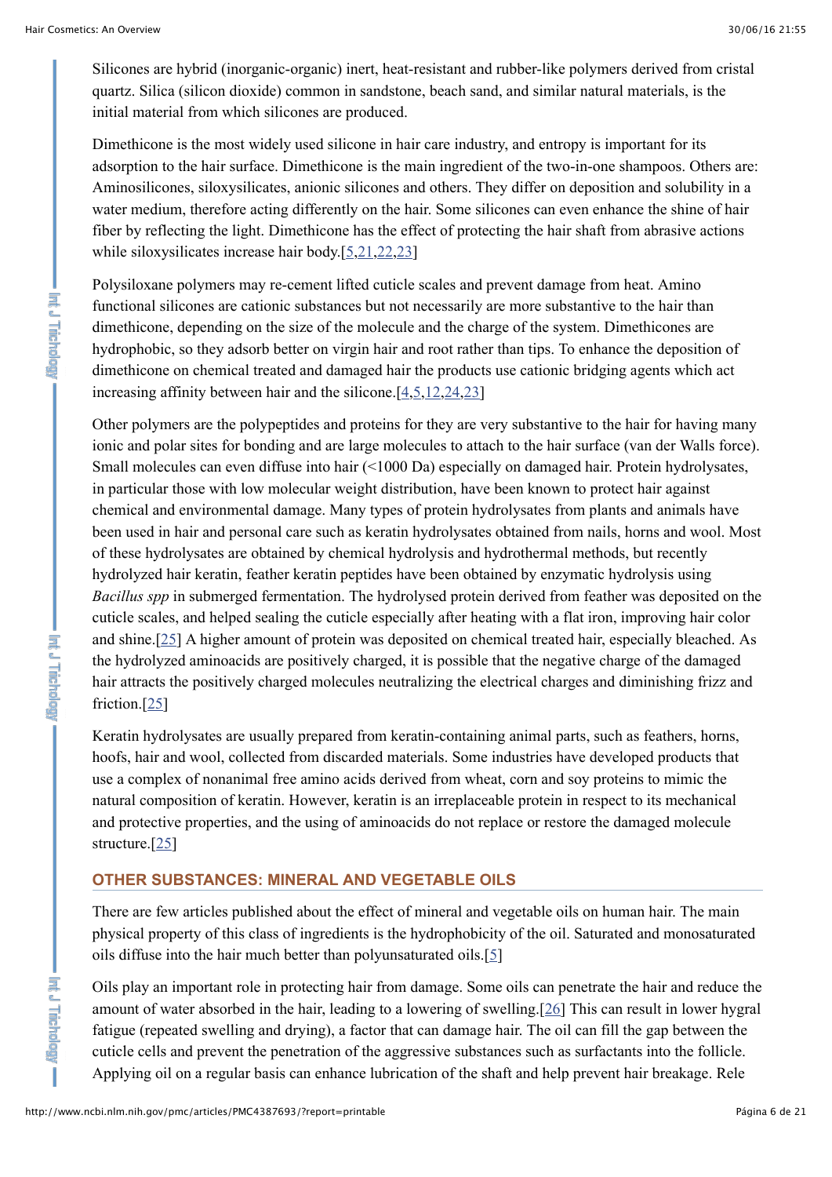Silicones are hybrid (inorganic-organic) inert, heat-resistant and rubber-like polymers derived from cristal quartz. Silica (silicon dioxide) common in sandstone, beach sand, and similar natural materials, is the initial material from which silicones are produced.

Dimethicone is the most widely used silicone in hair care industry, and entropy is important for its adsorption to the hair surface. Dimethicone is the main ingredient of the two-in-one shampoos. Others are: Aminosilicones, siloxysilicates, anionic silicones and others. They differ on deposition and solubility in a water medium, therefore acting differently on the hair. Some silicones can even enhance the shine of hair fiber by reflecting the light. Dimethicone has the effect of protecting the hair shaft from abrasive actions while siloxysilicates increase hair body.[5,21,22,23]

Polysiloxane polymers may re-cement lifted cuticle scales and prevent damage from heat. Amino functional silicones are cationic substances but not necessarily are more substantive to the hair than dimethicone, depending on the size of the molecule and the charge of the system. Dimethicones are hydrophobic, so they adsorb better on virgin hair and root rather than tips. To enhance the deposition of dimethicone on chemical treated and damaged hair the products use cationic bridging agents which act increasing affinity between hair and the silicone.[4,5,12,24,23]

Other polymers are the polypeptides and proteins for they are very substantive to the hair for having many ionic and polar sites for bonding and are large molecules to attach to the hair surface (van der Walls force). Small molecules can even diffuse into hair (<1000 Da) especially on damaged hair. Protein hydrolysates, in particular those with low molecular weight distribution, have been known to protect hair against chemical and environmental damage. Many types of protein hydrolysates from plants and animals have been used in hair and personal care such as keratin hydrolysates obtained from nails, horns and wool. Most of these hydrolysates are obtained by chemical hydrolysis and hydrothermal methods, but recently hydrolyzed hair keratin, feather keratin peptides have been obtained by enzymatic hydrolysis using *Bacillus spp* in submerged fermentation. The hydrolysed protein derived from feather was deposited on the cuticle scales, and helped sealing the cuticle especially after heating with a flat iron, improving hair color and shine.[25] A higher amount of protein was deposited on chemical treated hair, especially bleached. As the hydrolyzed aminoacids are positively charged, it is possible that the negative charge of the damaged hair attracts the positively charged molecules neutralizing the electrical charges and diminishing frizz and friction.[25]

Keratin hydrolysates are usually prepared from keratin-containing animal parts, such as feathers, horns, hoofs, hair and wool, collected from discarded materials. Some industries have developed products that use a complex of nonanimal free amino acids derived from wheat, corn and soy proteins to mimic the natural composition of keratin. However, keratin is an irreplaceable protein in respect to its mechanical and protective properties, and the using of aminoacids do not replace or restore the damaged molecule structure.[25]

## OTHER SUBSTANCES: MINERAL AND VEGETABLE OILS

There are few articles published about the effect of mineral and vegetable oils on human hair. The main physical property of this class of ingredients is the hydrophobicity of the oil. Saturated and monosaturated oils diffuse into the hair much better than polyunsaturated oils.[5]

Oils play an important role in protecting hair from damage. Some oils can penetrate the hair and reduce the amount of water absorbed in the hair, leading to a lowering of swelling.[26] This can result in lower hygral fatigue (repeated swelling and drying), a factor that can damage hair. The oil can fill the gap between the cuticle cells and prevent the penetration of the aggressive substances such as surfactants into the follicle. Applying oil on a regular basis can enhance lubrication of the shaft and help prevent hair breakage. Rele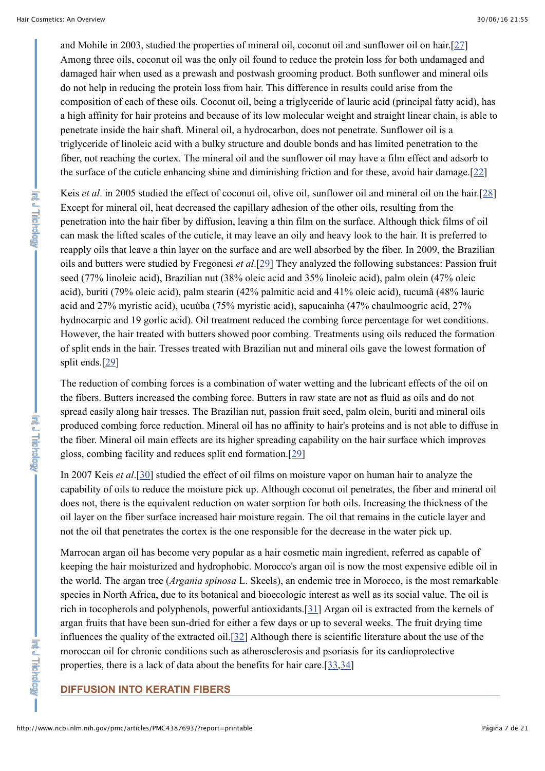and Mohile in 2003, studied the properties of mineral oil, coconut oil and sunflower oil on hair.[27] Among three oils, coconut oil was the only oil found to reduce the protein loss for both undamaged and damaged hair when used as a prewash and postwash grooming product. Both sunflower and mineral oils do not help in reducing the protein loss from hair. This difference in results could arise from the composition of each of these oils. Coconut oil, being a triglyceride of lauric acid (principal fatty acid), has a high affinity for hair proteins and because of its low molecular weight and straight linear chain, is able to penetrate inside the hair shaft. Mineral oil, a hydrocarbon, does not penetrate. Sunflower oil is a triglyceride of linoleic acid with a bulky structure and double bonds and has limited penetration to the fiber, not reaching the cortex. The mineral oil and the sunflower oil may have a film effect and adsorb to the surface of the cuticle enhancing shine and diminishing friction and for these, avoid hair damage.[22]

Keis *et al*. in 2005 studied the effect of coconut oil, olive oil, sunflower oil and mineral oil on the hair.[28] Except for mineral oil, heat decreased the capillary adhesion of the other oils, resulting from the penetration into the hair fiber by diffusion, leaving a thin film on the surface. Although thick films of oil can mask the lifted scales of the cuticle, it may leave an oily and heavy look to the hair. It is preferred to reapply oils that leave a thin layer on the surface and are well absorbed by the fiber. In 2009, the Brazilian oils and butters were studied by Fregonesi *et al*.[29] They analyzed the following substances: Passion fruit seed (77% linoleic acid), Brazilian nut (38% oleic acid and 35% linoleic acid), palm olein (47% oleic acid), buriti (79% oleic acid), palm stearin (42% palmitic acid and 41% oleic acid), tucumã (48% lauric acid and 27% myristic acid), ucuúba (75% myristic acid), sapucainha (47% chaulmoogric acid, 27% hydnocarpic and 19 gorlic acid). Oil treatment reduced the combing force percentage for wet conditions. However, the hair treated with butters showed poor combing. Treatments using oils reduced the formation of split ends in the hair. Tresses treated with Brazilian nut and mineral oils gave the lowest formation of split ends.[29]

The reduction of combing forces is a combination of water wetting and the lubricant effects of the oil on the fibers. Butters increased the combing force. Butters in raw state are not as fluid as oils and do not spread easily along hair tresses. The Brazilian nut, passion fruit seed, palm olein, buriti and mineral oils produced combing force reduction. Mineral oil has no affinity to hair's proteins and is not able to diffuse in the fiber. Mineral oil main effects are its higher spreading capability on the hair surface which improves gloss, combing facility and reduces split end formation.[29]

In 2007 Keis *et al*.[30] studied the effect of oil films on moisture vapor on human hair to analyze the capability of oils to reduce the moisture pick up. Although coconut oil penetrates, the fiber and mineral oil does not, there is the equivalent reduction on water sorption for both oils. Increasing the thickness of the oil layer on the fiber surface increased hair moisture regain. The oil that remains in the cuticle layer and not the oil that penetrates the cortex is the one responsible for the decrease in the water pick up.

Marrocan argan oil has become very popular as a hair cosmetic main ingredient, referred as capable of keeping the hair moisturized and hydrophobic. Morocco's argan oil is now the most expensive edible oil in the world. The argan tree (*Argania spinosa* L. Skeels), an endemic tree in Morocco, is the most remarkable species in North Africa, due to its botanical and bioecologic interest as well as its social value. The oil is rich in tocopherols and polyphenols, powerful antioxidants.[31] Argan oil is extracted from the kernels of argan fruits that have been sun-dried for either a few days or up to several weeks. The fruit drying time influences the quality of the extracted oil.[32] Although there is scientific literature about the use of the moroccan oil for chronic conditions such as atherosclerosis and psoriasis for its cardioprotective properties, there is a lack of data about the benefits for hair care.[33,34]

## DIFFUSION INTO KERATIN FIBERS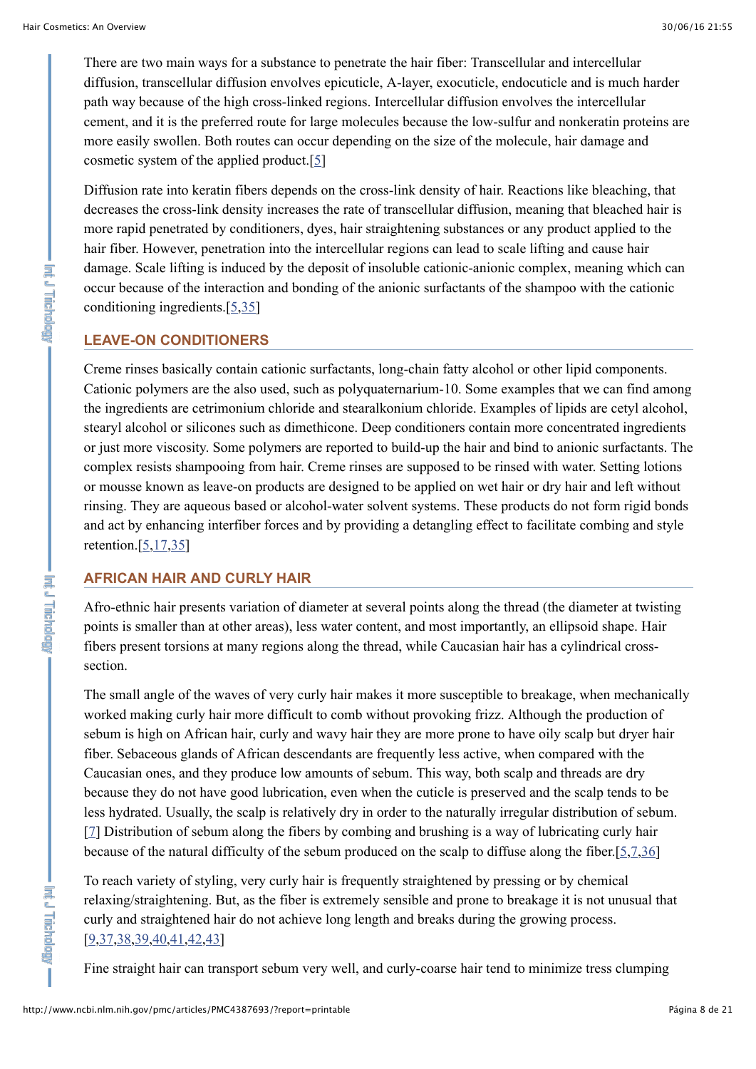There are two main ways for a substance to penetrate the hair fiber: Transcellular and intercellular diffusion, transcellular diffusion envolves epicuticle, A-layer, exocuticle, endocuticle and is much harder path way because of the high cross-linked regions. Intercellular diffusion envolves the intercellular cement, and it is the preferred route for large molecules because the low-sulfur and nonkeratin proteins are more easily swollen. Both routes can occur depending on the size of the molecule, hair damage and cosmetic system of the applied product.[5]

Diffusion rate into keratin fibers depends on the cross-link density of hair. Reactions like bleaching, that decreases the cross-link density increases the rate of transcellular diffusion, meaning that bleached hair is more rapid penetrated by conditioners, dyes, hair straightening substances or any product applied to the hair fiber. However, penetration into the intercellular regions can lead to scale lifting and cause hair damage. Scale lifting is induced by the deposit of insoluble cationic-anionic complex, meaning which can occur because of the interaction and bonding of the anionic surfactants of the shampoo with the cationic conditioning ingredients.[5,35]

## LEAVE-ON CONDITIONERS

Creme rinses basically contain cationic surfactants, long-chain fatty alcohol or other lipid components. Cationic polymers are the also used, such as polyquaternarium-10. Some examples that we can find among the ingredients are cetrimonium chloride and stearalkonium chloride. Examples of lipids are cetyl alcohol, stearyl alcohol or silicones such as dimethicone. Deep conditioners contain more concentrated ingredients or just more viscosity. Some polymers are reported to build-up the hair and bind to anionic surfactants. The complex resists shampooing from hair. Creme rinses are supposed to be rinsed with water. Setting lotions or mousse known as leave-on products are designed to be applied on wet hair or dry hair and left without rinsing. They are aqueous based or alcohol-water solvent systems. These products do not form rigid bonds and act by enhancing interfiber forces and by providing a detangling effect to facilitate combing and style retention.[5,17,35]

## AFRICAN HAIR AND CURLY HAIR

Afro-ethnic hair presents variation of diameter at several points along the thread (the diameter at twisting points is smaller than at other areas), less water content, and most importantly, an ellipsoid shape. Hair fibers present torsions at many regions along the thread, while Caucasian hair has a cylindrical cross-section.

The small angle of the waves of very curly hair makes it more susceptible to breakage, when mechanically worked making curly hair more difficult to comb without provoking frizz. Although the production of sebum is high on African hair, curly and wavy hair they are more prone to have oily scalp but dryer hair fiber. Sebaceous glands of African descendants are frequently less active, when compared with the Caucasian ones, and they produce low amounts of sebum. This way, both scalp and threads are dry because they do not have good lubrication, even when the cuticle is preserved and the scalp tends to be less hydrated. Usually, the scalp is relatively dry in order to the naturally irregular distribution of sebum.[7] Distribution of sebum along the fibers by combing and brushing is a way of lubricating curly hair because of the natural difficulty of the sebum produced on the scalp to diffuse along the fiber.[5,7,36]

To reach variety of styling, very curly hair is frequently straightened by pressing or by chemical relaxing/straightening. But, as the fiber is extremely sensible and prone to breakage it is not unusual that curly and straightened hair do not achieve long length and breaks during the growing process.[9,37,38,39,40,41,42,43]

Fine straight hair can transport sebum very well, and curly-coarse hair tend to minimize tress clumping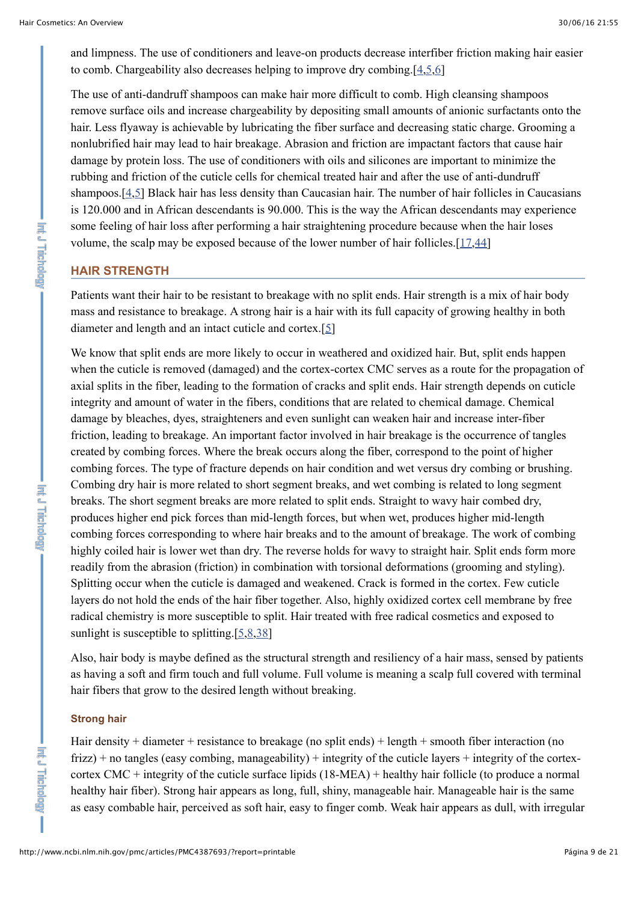and limpness. The use of conditioners and leave-on products decrease interfiber friction making hair easier to comb. Chargeability also decreases helping to improve dry combing.[4,5,6]

The use of anti-dandruff shampoos can make hair more difficult to comb. High cleansing shampoos remove surface oils and increase chargeability by depositing small amounts of anionic surfactants onto the hair. Less flyaway is achievable by lubricating the fiber surface and decreasing static charge. Grooming a nonlubrified hair may lead to hair breakage. Abrasion and friction are impactant factors that cause hair damage by protein loss. The use of conditioners with oils and silicones are important to minimize the rubbing and friction of the cuticle cells for chemical treated hair and after the use of anti-dundruff shampoos.[4,5] Black hair has less density than Caucasian hair. The number of hair follicles in Caucasians is 120.000 and in African descendants is 90.000. This is the way the African descendants may experience some feeling of hair loss after performing a hair straightening procedure because when the hair loses volume, the scalp may be exposed because of the lower number of hair follicles.[17,44]

## HAIR STRENGTH

Patients want their hair to be resistant to breakage with no split ends. Hair strength is a mix of hair body mass and resistance to breakage. A strong hair is a hair with its full capacity of growing healthy in both diameter and length and an intact cuticle and cortex.[5]

We know that split ends are more likely to occur in weathered and oxidized hair. But, split ends happen when the cuticle is removed (damaged) and the cortex-cortex CMC serves as a route for the propagation of axial splits in the fiber, leading to the formation of cracks and split ends. Hair strength depends on cuticle integrity and amount of water in the fibers, conditions that are related to chemical damage. Chemical damage by bleaches, dyes, straighteners and even sunlight can weaken hair and increase inter-fiber friction, leading to breakage. An important factor involved in hair breakage is the occurrence of tangles created by combing forces. Where the break occurs along the fiber, correspond to the point of higher combing forces. The type of fracture depends on hair condition and wet versus dry combing or brushing. Combing dry hair is more related to short segment breaks, and wet combing is related to long segment breaks. The short segment breaks are more related to split ends. Straight to wavy hair combed dry, produces higher end pick forces than mid-length forces, but when wet, produces higher mid-length combing forces corresponding to where hair breaks and to the amount of breakage. The work of combing highly coiled hair is lower wet than dry. The reverse holds for wavy to straight hair. Split ends form more readily from the abrasion (friction) in combination with torsional deformations (grooming and styling). Splitting occur when the cuticle is damaged and weakened. Crack is formed in the cortex. Few cuticle layers do not hold the ends of the hair fiber together. Also, highly oxidized cortex cell membrane by free radical chemistry is more susceptible to split. Hair treated with free radical cosmetics and exposed to sunlight is susceptible to splitting.[5,8,38]

Also, hair body is maybe defined as the structural strength and resiliency of a hair mass, sensed by patients as having a soft and firm touch and full volume. Full volume is meaning a scalp full covered with terminal hair fibers that grow to the desired length without breaking.

### Strong hair

Hair density + diameter + resistance to breakage (no split ends) + length + smooth fiber interaction (no frizz) + no tangles (easy combing, manageability) + integrity of the cuticle layers + integrity of the cortex-cortex CMC + integrity of the cuticle surface lipids (18-MEA) + healthy hair follicle (to produce a normal healthy hair fiber). Strong hair appears as long, full, shiny, manageable hair. Manageable hair is the same as easy combable hair, perceived as soft hair, easy to finger comb. Weak hair appears as dull, with irregular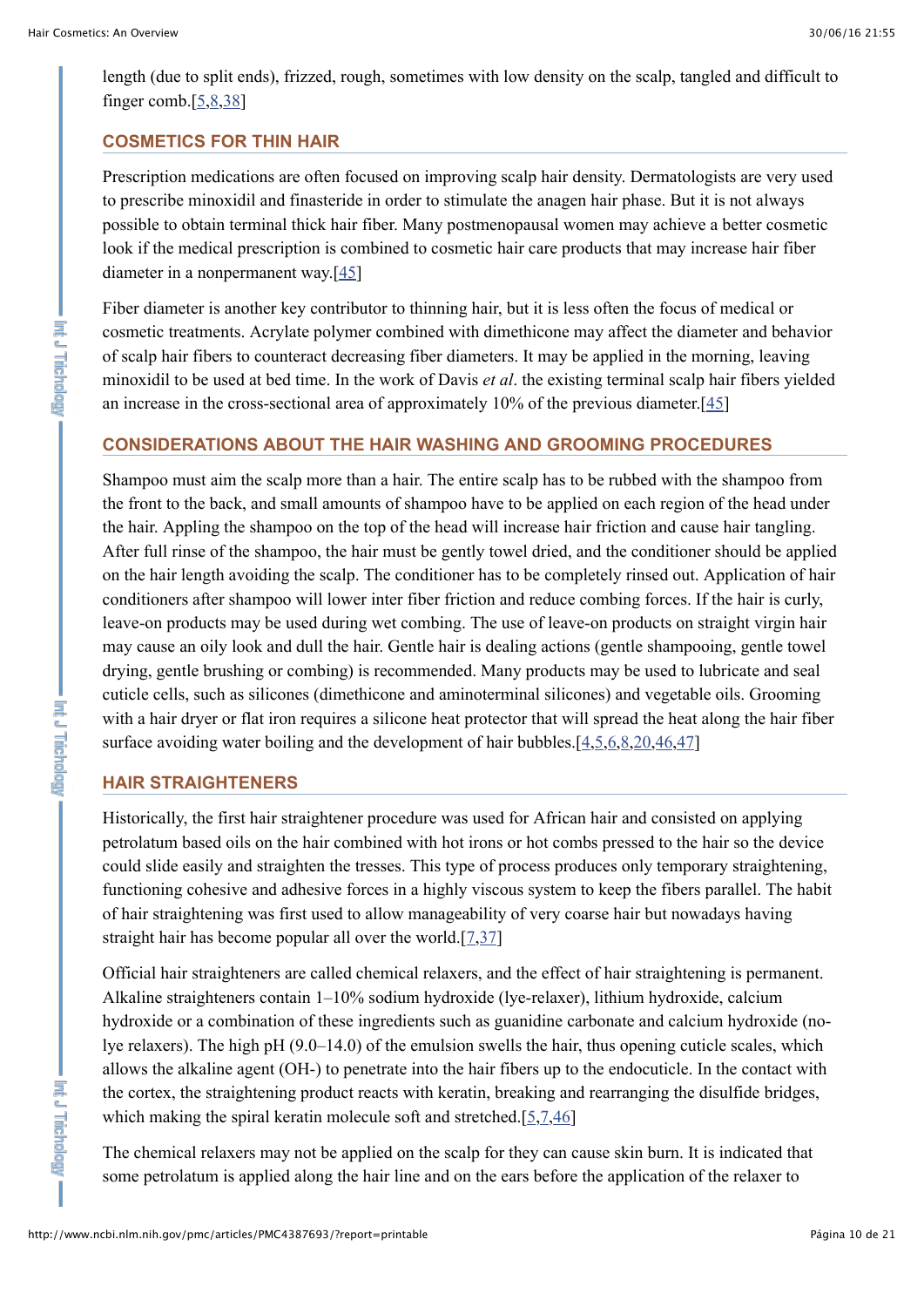length (due to split ends), frizzed, rough, sometimes with low density on the scalp, tangled and difficult to finger comb.[5,8,38]

## COSMETICS FOR THIN HAIR

Prescription medications are often focused on improving scalp hair density. Dermatologists are very used to prescribe minoxidil and finasteride in order to stimulate the anagen hair phase. But it is not always possible to obtain terminal thick hair fiber. Many postmenopausal women may achieve a better cosmetic look if the medical prescription is combined to cosmetic hair care products that may increase hair fiber diameter in a nonpermanent way.[45]

Fiber diameter is another key contributor to thinning hair, but it is less often the focus of medical or cosmetic treatments. Acrylate polymer combined with dimethicone may affect the diameter and behavior of scalp hair fibers to counteract decreasing fiber diameters. It may be applied in the morning, leaving minoxidil to be used at bed time. In the work of Davis *et al*. the existing terminal scalp hair fibers yielded an increase in the cross-sectional area of approximately 10% of the previous diameter.[45]

## CONSIDERATIONS ABOUT THE HAIR WASHING AND GROOMING PROCEDURES

Shampoo must aim the scalp more than a hair. The entire scalp has to be rubbed with the shampoo from the front to the back, and small amounts of shampoo have to be applied on each region of the head under the hair. Appling the shampoo on the top of the head will increase hair friction and cause hair tangling. After full rinse of the shampoo, the hair must be gently towel dried, and the conditioner should be applied on the hair length avoiding the scalp. The conditioner has to be completely rinsed out. Application of hair conditioners after shampoo will lower inter fiber friction and reduce combing forces. If the hair is curly, leave-on products may be used during wet combing. The use of leave-on products on straight virgin hair may cause an oily look and dull the hair. Gentle hair is dealing actions (gentle shampooing, gentle towel drying, gentle brushing or combing) is recommended. Many products may be used to lubricate and seal cuticle cells, such as silicones (dimethicone and aminoterminal silicones) and vegetable oils. Grooming with a hair dryer or flat iron requires a silicone heat protector that will spread the heat along the hair fiber surface avoiding water boiling and the development of hair bubbles.[4,5,6,8,20,46,47]

## HAIR STRAIGHTENERS

Historically, the first hair straightener procedure was used for African hair and consisted on applying petrolatum based oils on the hair combined with hot irons or hot combs pressed to the hair so the device could slide easily and straighten the tresses. This type of process produces only temporary straightening, functioning cohesive and adhesive forces in a highly viscous system to keep the fibers parallel. The habit of hair straightening was first used to allow manageability of very coarse hair but nowadays having straight hair has become popular all over the world.[7,37]

Official hair straighteners are called chemical relaxers, and the effect of hair straightening is permanent. Alkaline straighteners contain 1–10% sodium hydroxide (lye-relaxer), lithium hydroxide, calcium hydroxide or a combination of these ingredients such as guanidine carbonate and calcium hydroxide (no-lye relaxers). The high pH (9.0–14.0) of the emulsion swells the hair, thus opening cuticle scales, which allows the alkaline agent ($OH^-$) to penetrate into the hair fibers up to the endocuticle. In the contact with the cortex, the straightening product reacts with keratin, breaking and rearranging the disulfide bridges, which making the spiral keratin molecule soft and stretched.[5,7,46]

The chemical relaxers may not be applied on the scalp for they can cause skin burn. It is indicated that some petrolatum is applied along the hair line and on the ears before the application of the relaxer to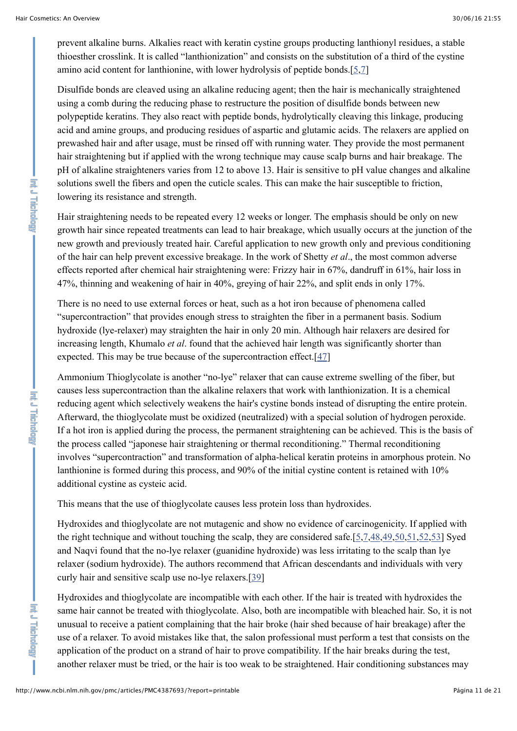prevent alkaline burns. Alkalies react with keratin cystine groups producting lanthionyl residues, a stable thioesther crosslink. It is called "lanthionization" and consists on the substitution of a third of the cystine amino acid content for lanthionine, with lower hydrolysis of peptide bonds.[5,7]

Disulfide bonds are cleaved using an alkaline reducing agent; then the hair is mechanically straightened using a comb during the reducing phase to restructure the position of disulfide bonds between new polypeptide keratins. They also react with peptide bonds, hydrolytically cleaving this linkage, producing acid and amine groups, and producing residues of aspartic and glutamic acids. The relaxers are applied on prewashed hair and after usage, must be rinsed off with running water. They provide the most permanent hair straightening but if applied with the wrong technique may cause scalp burns and hair breakage. The pH of alkaline straighteners varies from 12 to above 13. Hair is sensitive to pH value changes and alkaline solutions swell the fibers and open the cuticle scales. This can make the hair susceptible to friction, lowering its resistance and strength.

Hair straightening needs to be repeated every 12 weeks or longer. The emphasis should be only on new growth hair since repeated treatments can lead to hair breakage, which usually occurs at the junction of the new growth and previously treated hair. Careful application to new growth only and previous conditioning of the hair can help prevent excessive breakage. In the work of Shetty *et al*., the most common adverse effects reported after chemical hair straightening were: Frizzy hair in 67%, dandruff in 61%, hair loss in 47%, thinning and weakening of hair in 40%, greying of hair 22%, and split ends in only 17%.

There is no need to use external forces or heat, such as a hot iron because of phenomena called "supercontraction" that provides enough stress to straighten the fiber in a permanent basis. Sodium hydroxide (lye-relaxer) may straighten the hair in only 20 min. Although hair relaxers are desired for increasing length, Khumalo *et al*. found that the achieved hair length was significantly shorter than expected. This may be true because of the supercontraction effect.[47]

Ammonium Thioglycolate is another "no-lye" relaxer that can cause extreme swelling of the fiber, but causes less supercontraction than the alkaline relaxers that work with lanthionization. It is a chemical reducing agent which selectively weakens the hair's cystine bonds instead of disrupting the entire protein. Afterward, the thioglycolate must be oxidized (neutralized) with a special solution of hydrogen peroxide. If a hot iron is applied during the process, the permanent straightening can be achieved. This is the basis of the process called "japonese hair straightening or thermal reconditioning." Thermal reconditioning involves "supercontraction" and transformation of alpha-helical keratin proteins in amorphous protein. No lanthionine is formed during this process, and 90% of the initial cystine content is retained with 10% additional cystine as cysteic acid.

This means that the use of thioglycolate causes less protein loss than hydroxides.

Hydroxides and thioglycolate are not mutagenic and show no evidence of carcinogenicity. If applied with the right technique and without touching the scalp, they are considered safe.[5,7,48,49,50,51,52,53] Syed and Naqvi found that the no-lye relaxer (guanidine hydroxide) was less irritating to the scalp than lye relaxer (sodium hydroxide). The authors recommend that African descendants and individuals with very curly hair and sensitive scalp use no-lye relaxers.[39]

Hydroxides and thioglycolate are incompatible with each other. If the hair is treated with hydroxides the same hair cannot be treated with thioglycolate. Also, both are incompatible with bleached hair. So, it is not unusual to receive a patient complaining that the hair broke (hair shed because of hair breakage) after the use of a relaxer. To avoid mistakes like that, the salon professional must perform a test that consists on the application of the product on a strand of hair to prove compatibility. If the hair breaks during the test, another relaxer must be tried, or the hair is too weak to be straightened. Hair conditioning substances may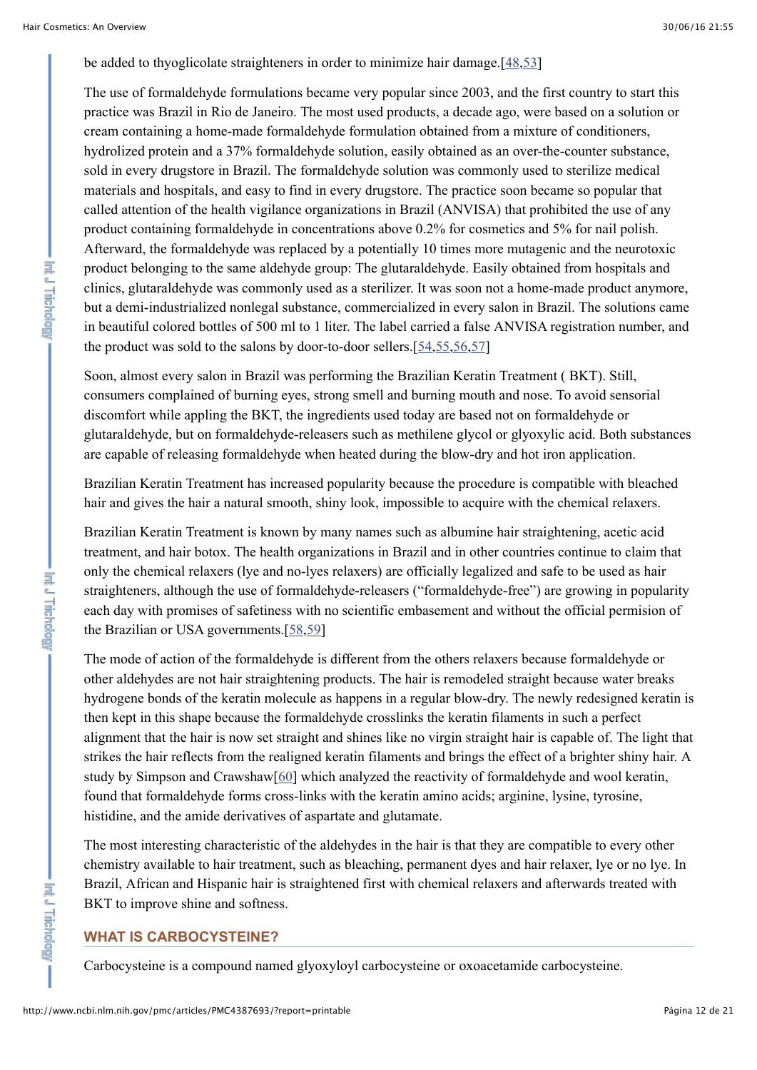be added to thyoglicolate straighteners in order to minimize hair damage.[48,53]

The use of formaldehyde formulations became very popular since 2003, and the first country to start this practice was Brazil in Rio de Janeiro. The most used products, a decade ago, were based on a solution or cream containing a home-made formaldehyde formulation obtained from a mixture of conditioners, hydrolized protein and a 37% formaldehyde solution, easily obtained as an over-the-counter substance, sold in every drugstore in Brazil. The formaldehyde solution was commonly used to sterilize medical materials and hospitals, and easy to find in every drugstore. The practice soon became so popular that called attention of the health vigilance organizations in Brazil (ANVISA) that prohibited the use of any product containing formaldehyde in concentrations above 0.2% for cosmetics and 5% for nail polish. Afterward, the formaldehyde was replaced by a potentially 10 times more mutagenic and the neurotoxic product belonging to the same aldehyde group: The glutaraldehyde. Easily obtained from hospitals and clinics, glutaraldehyde was commonly used as a sterilizer. It was soon not a home-made product anymore, but a demi-industrialized nonlegal substance, commercialized in every salon in Brazil. The solutions came in beautiful colored bottles of 500 ml to 1 liter. The label carried a false ANVISA registration number, and the product was sold to the salons by door-to-door sellers.[54,55,56,57]

Soon, almost every salon in Brazil was performing the Brazilian Keratin Treatment ( BKT). Still, consumers complained of burning eyes, strong smell and burning mouth and nose. To avoid sensorial discomfort while appling the BKT, the ingredients used today are based not on formaldehyde or glutaraldehyde, but on formaldehyde-releasers such as methilene glycol or glyoxylic acid. Both substances are capable of releasing formaldehyde when heated during the blow-dry and hot iron application.

Brazilian Keratin Treatment has increased popularity because the procedure is compatible with bleached hair and gives the hair a natural smooth, shiny look, impossible to acquire with the chemical relaxers.

Brazilian Keratin Treatment is known by many names such as albumine hair straightening, acetic acid treatment, and hair botox. The health organizations in Brazil and in other countries continue to claim that only the chemical relaxers (lye and no-lyes relaxers) are officially legalized and safe to be used as hair straighteners, although the use of formaldehyde-releasers ("formaldehyde-free") are growing in popularity each day with promises of safetiness with no scientific embasement and without the official permision of the Brazilian or USA governments.[58,59]

The mode of action of the formaldehyde is different from the others relaxers because formaldehyde or other aldehydes are not hair straightening products. The hair is remodeled straight because water breaks hydrogene bonds of the keratin molecule as happens in a regular blow-dry. The newly redesigned keratin is then kept in this shape because the formaldehyde crosslinks the keratin filaments in such a perfect alignment that the hair is now set straight and shines like no virgin straight hair is capable of. The light that strikes the hair reflects from the realigned keratin filaments and brings the effect of a brighter shiny hair. A study by Simpson and Crawshaw[60] which analyzed the reactivity of formaldehyde and wool keratin, found that formaldehyde forms cross-links with the keratin amino acids; arginine, lysine, tyrosine, histidine, and the amide derivatives of aspartate and glutamate.

The most interesting characteristic of the aldehydes in the hair is that they are compatible to every other chemistry available to hair treatment, such as bleaching, permanent dyes and hair relaxer, lye or no lye. In Brazil, African and Hispanic hair is straightened first with chemical relaxers and afterwards treated with BKT to improve shine and softness.

## WHAT IS CARBOCYSTEINE?

Carbocysteine is a compound named glyoxyloyl carbocysteine or oxoacetamide carbocysteine.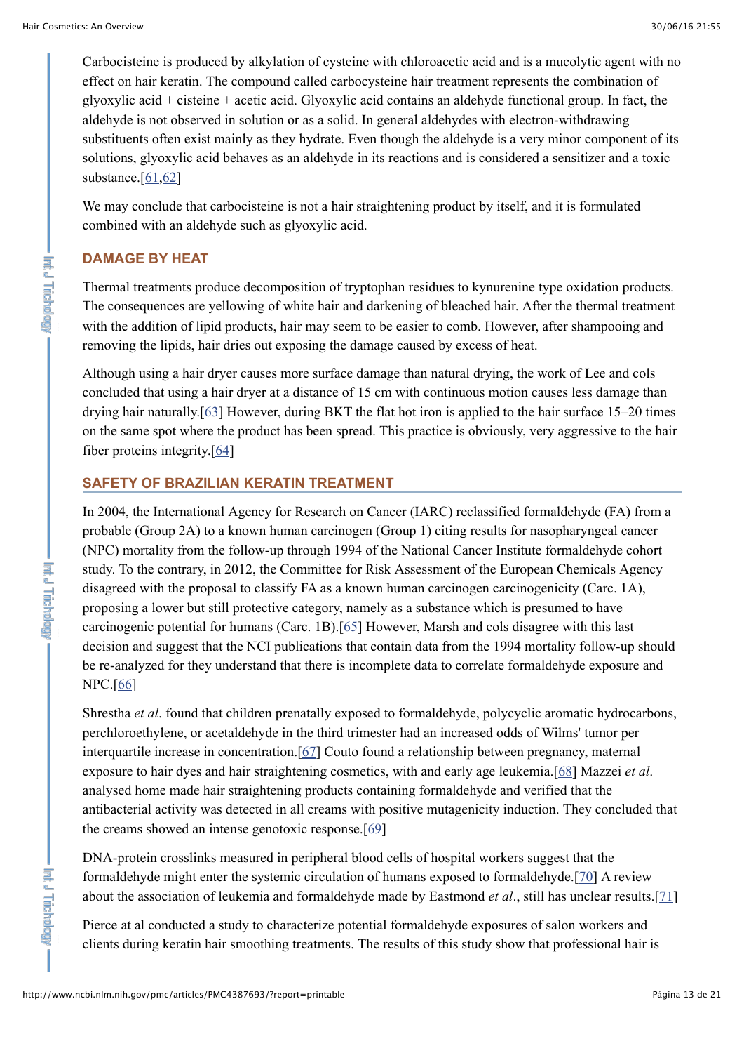Carbocisteine is produced by alkylation of cysteine with chloroacetic acid and is a mucolytic agent with no effect on hair keratin. The compound called carbocysteine hair treatment represents the combination of glyoxylic acid + cisteine + acetic acid. Glyoxylic acid contains an aldehyde functional group. In fact, the aldehyde is not observed in solution or as a solid. In general aldehydes with electron-withdrawing substituents often exist mainly as they hydrate. Even though the aldehyde is a very minor component of its solutions, glyoxylic acid behaves as an aldehyde in its reactions and is considered a sensitizer and a toxic substance.[61,62]

We may conclude that carbocisteine is not a hair straightening product by itself, and it is formulated combined with an aldehyde such as glyoxylic acid.

## DAMAGE BY HEAT

Thermal treatments produce decomposition of tryptophan residues to kynurenine type oxidation products. The consequences are yellowing of white hair and darkening of bleached hair. After the thermal treatment with the addition of lipid products, hair may seem to be easier to comb. However, after shampooing and removing the lipids, hair dries out exposing the damage caused by excess of heat.

Although using a hair dryer causes more surface damage than natural drying, the work of Lee and cols concluded that using a hair dryer at a distance of 15 cm with continuous motion causes less damage than drying hair naturally.[63] However, during BKT the flat hot iron is applied to the hair surface 15–20 times on the same spot where the product has been spread. This practice is obviously, very aggressive to the hair fiber proteins integrity.[64]

## SAFETY OF BRAZILIAN KERATIN TREATMENT

In 2004, the International Agency for Research on Cancer (IARC) reclassified formaldehyde (FA) from a probable (Group 2A) to a known human carcinogen (Group 1) citing results for nasopharyngeal cancer (NPC) mortality from the follow-up through 1994 of the National Cancer Institute formaldehyde cohort study. To the contrary, in 2012, the Committee for Risk Assessment of the European Chemicals Agency disagreed with the proposal to classify FA as a known human carcinogen carcinogenicity (Carc. 1A), proposing a lower but still protective category, namely as a substance which is presumed to have carcinogenic potential for humans (Carc. 1B).[65] However, Marsh and cols disagree with this last decision and suggest that the NCI publications that contain data from the 1994 mortality follow-up should be re-analyzed for they understand that there is incomplete data to correlate formaldehyde exposure and NPC.[66]

Shrestha *et al*. found that children prenatally exposed to formaldehyde, polycyclic aromatic hydrocarbons, perchloroethylene, or acetaldehyde in the third trimester had an increased odds of Wilms' tumor per interquartile increase in concentration.[67] Couto found a relationship between pregnancy, maternal exposure to hair dyes and hair straightening cosmetics, with and early age leukemia.[68] Mazzei *et al*. analysed home made hair straightening products containing formaldehyde and verified that the antibacterial activity was detected in all creams with positive mutagenicity induction. They concluded that the creams showed an intense genotoxic response.[69]

DNA-protein crosslinks measured in peripheral blood cells of hospital workers suggest that the formaldehyde might enter the systemic circulation of humans exposed to formaldehyde.[70] A review about the association of leukemia and formaldehyde made by Eastmond *et al*., still has unclear results.[71]

Pierce at al conducted a study to characterize potential formaldehyde exposures of salon workers and clients during keratin hair smoothing treatments. The results of this study show that professional hair is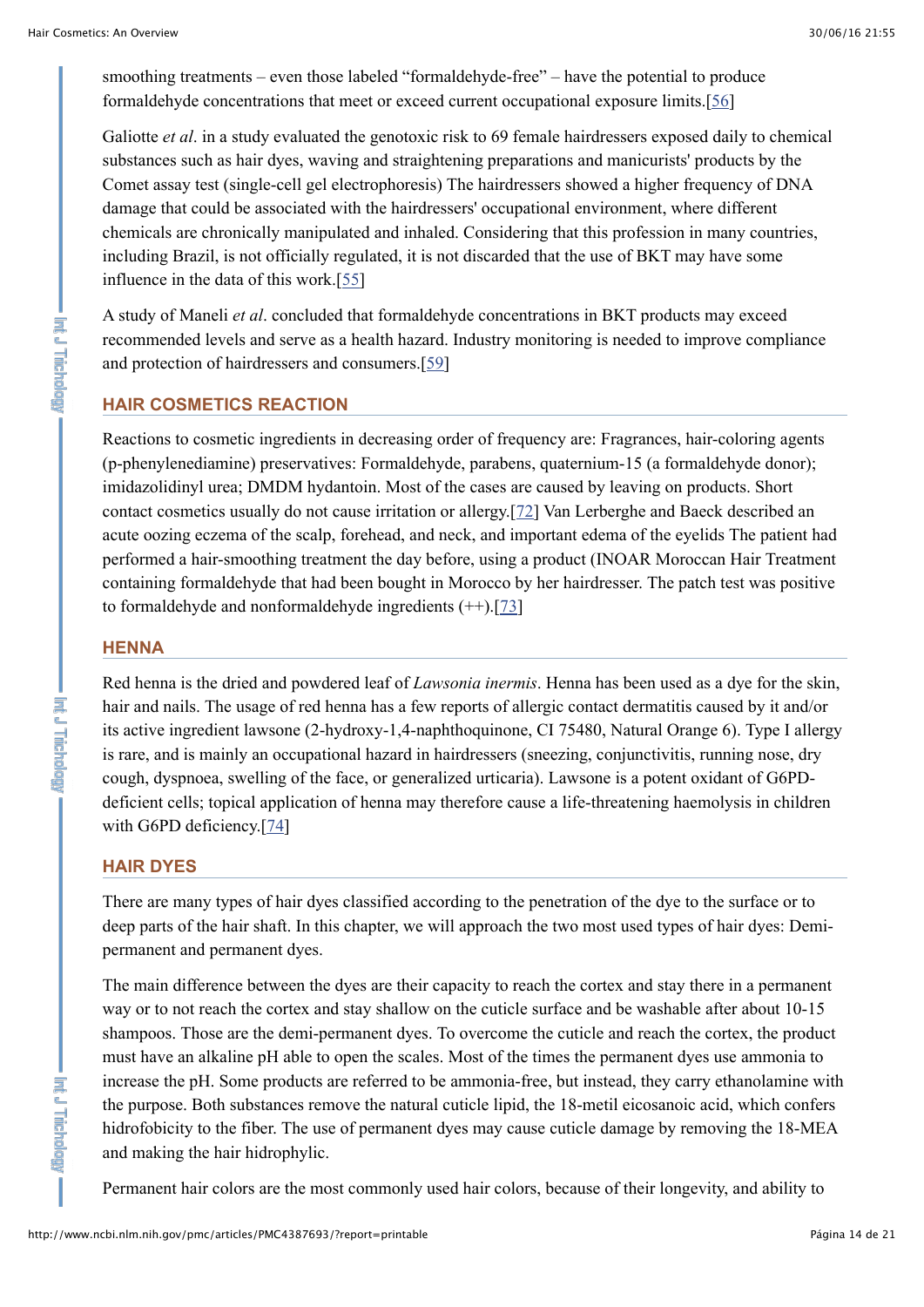smoothing treatments – even those labeled "formaldehyde-free" – have the potential to produce formaldehyde concentrations that meet or exceed current occupational exposure limits.[56]

Galiotte *et al*. in a study evaluated the genotoxic risk to 69 female hairdressers exposed daily to chemical substances such as hair dyes, waving and straightening preparations and manicurists' products by the Comet assay test (single-cell gel electrophoresis) The hairdressers showed a higher frequency of DNA damage that could be associated with the hairdressers' occupational environment, where different chemicals are chronically manipulated and inhaled. Considering that this profession in many countries, including Brazil, is not officially regulated, it is not discarded that the use of BKT may have some influence in the data of this work.[55]

A study of Maneli *et al*. concluded that formaldehyde concentrations in BKT products may exceed recommended levels and serve as a health hazard. Industry monitoring is needed to improve compliance and protection of hairdressers and consumers.[59]

## HAIR COSMETICS REACTION

Reactions to cosmetic ingredients in decreasing order of frequency are: Fragrances, hair-coloring agents (p-phenylenediamine) preservatives: Formaldehyde, parabens, quaternium-15 (a formaldehyde donor); imidazolidinyl urea; DMDM hydantoin. Most of the cases are caused by leaving on products. Short contact cosmetics usually do not cause irritation or allergy.[72] Van Lerberghe and Baeck described an acute oozing eczema of the scalp, forehead, and neck, and important edema of the eyelids The patient had performed a hair-smoothing treatment the day before, using a product (INOAR Moroccan Hair Treatment containing formaldehyde that had been bought in Morocco by her hairdresser. The patch test was positive to formaldehyde and nonformaldehyde ingredients (++).[73]

## HENNA

Red henna is the dried and powdered leaf of *Lawsonia inermis*. Henna has been used as a dye for the skin, hair and nails. The usage of red henna has a few reports of allergic contact dermatitis caused by it and/or its active ingredient lawsone (2-hydroxy-1,4-naphthoquinone, CI 75480, Natural Orange 6). Type I allergy is rare, and is mainly an occupational hazard in hairdressers (sneezing, conjunctivitis, running nose, dry cough, dyspnoea, swelling of the face, or generalized urticaria). Lawsone is a potent oxidant of G6PD-deficient cells; topical application of henna may therefore cause a life-threatening haemolysis in children with G6PD deficiency.[74]

## HAIR DYES

There are many types of hair dyes classified according to the penetration of the dye to the surface or to deep parts of the hair shaft. In this chapter, we will approach the two most used types of hair dyes: Demi-permanent and permanent dyes.

The main difference between the dyes are their capacity to reach the cortex and stay there in a permanent way or to not reach the cortex and stay shallow on the cuticle surface and be washable after about 10-15 shampoos. Those are the demi-permanent dyes. To overcome the cuticle and reach the cortex, the product must have an alkaline pH able to open the scales. Most of the times the permanent dyes use ammonia to increase the pH. Some products are referred to be ammonia-free, but instead, they carry ethanolamine with the purpose. Both substances remove the natural cuticle lipid, the 18-metil eicosanoic acid, which confers hidrofobicity to the fiber. The use of permanent dyes may cause cuticle damage by removing the 18-MEA and making the hair hidrophylic.

Permanent hair colors are the most commonly used hair colors, because of their longevity, and ability to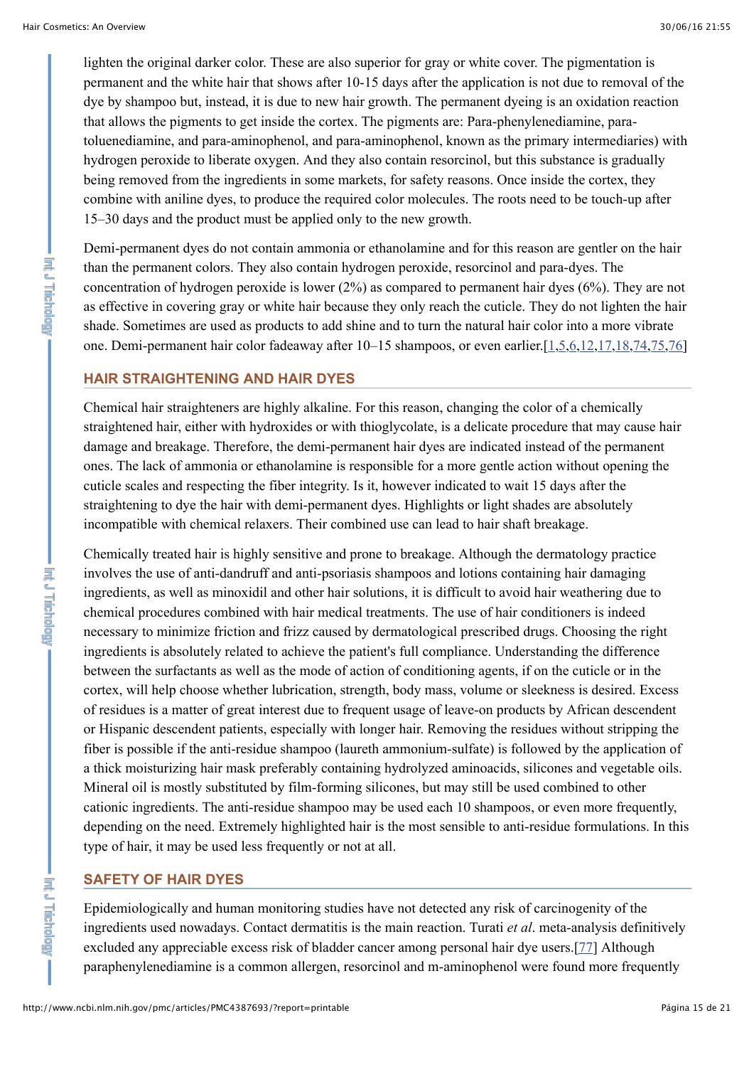lighten the original darker color. These are also superior for gray or white cover. The pigmentation is permanent and the white hair that shows after 10-15 days after the application is not due to removal of the dye by shampoo but, instead, it is due to new hair growth. The permanent dyeing is an oxidation reaction that allows the pigments to get inside the cortex. The pigments are: Para-phenylenediamine, para-toluenediamine, and para-aminophenol, and para-aminophenol, known as the primary intermediaries) with hydrogen peroxide to liberate oxygen. And they also contain resorcinol, but this substance is gradually being removed from the ingredients in some markets, for safety reasons. Once inside the cortex, they combine with aniline dyes, to produce the required color molecules. The roots need to be touch-up after 15–30 days and the product must be applied only to the new growth.

Demi-permanent dyes do not contain ammonia or ethanolamine and for this reason are gentler on the hair than the permanent colors. They also contain hydrogen peroxide, resorcinol and para-dyes. The concentration of hydrogen peroxide is lower (2%) as compared to permanent hair dyes (6%). They are not as effective in covering gray or white hair because they only reach the cuticle. They do not lighten the hair shade. Sometimes are used as products to add shine and to turn the natural hair color into a more vibrate one. Demi-permanent hair color fadeaway after 10–15 shampoos, or even earlier.[1,5,6,12,17,18,74,75,76]

## HAIR STRAIGHTENING AND HAIR DYES

Chemical hair straighteners are highly alkaline. For this reason, changing the color of a chemically straightened hair, either with hydroxides or with thioglycolate, is a delicate procedure that may cause hair damage and breakage. Therefore, the demi-permanent hair dyes are indicated instead of the permanent ones. The lack of ammonia or ethanolamine is responsible for a more gentle action without opening the cuticle scales and respecting the fiber integrity. Is it, however indicated to wait 15 days after the straightening to dye the hair with demi-permanent dyes. Highlights or light shades are absolutely incompatible with chemical relaxers. Their combined use can lead to hair shaft breakage.

Chemically treated hair is highly sensitive and prone to breakage. Although the dermatology practice involves the use of anti-dandruff and anti-psoriasis shampoos and lotions containing hair damaging ingredients, as well as minoxidil and other hair solutions, it is difficult to avoid hair weathering due to chemical procedures combined with hair medical treatments. The use of hair conditioners is indeed necessary to minimize friction and frizz caused by dermatological prescribed drugs. Choosing the right ingredients is absolutely related to achieve the patient's full compliance. Understanding the difference between the surfactants as well as the mode of action of conditioning agents, if on the cuticle or in the cortex, will help choose whether lubrication, strength, body mass, volume or sleekness is desired. Excess of residues is a matter of great interest due to frequent usage of leave-on products by African descendent or Hispanic descendent patients, especially with longer hair. Removing the residues without stripping the fiber is possible if the anti-residue shampoo (laureth ammonium-sulfate) is followed by the application of a thick moisturizing hair mask preferably containing hydrolyzed aminoacids, silicones and vegetable oils. Mineral oil is mostly substituted by film-forming silicones, but may still be used combined to other cationic ingredients. The anti-residue shampoo may be used each 10 shampoos, or even more frequently, depending on the need. Extremely highlighted hair is the most sensible to anti-residue formulations. In this type of hair, it may be used less frequently or not at all.

## SAFETY OF HAIR DYES

Epidemiologically and human monitoring studies have not detected any risk of carcinogenity of the ingredients used nowadays. Contact dermatitis is the main reaction. Turati *et al*. meta-analysis definitively excluded any appreciable excess risk of bladder cancer among personal hair dye users.[77] Although paraphenylenediamine is a common allergen, resorcinol and m-aminophenol were found more frequently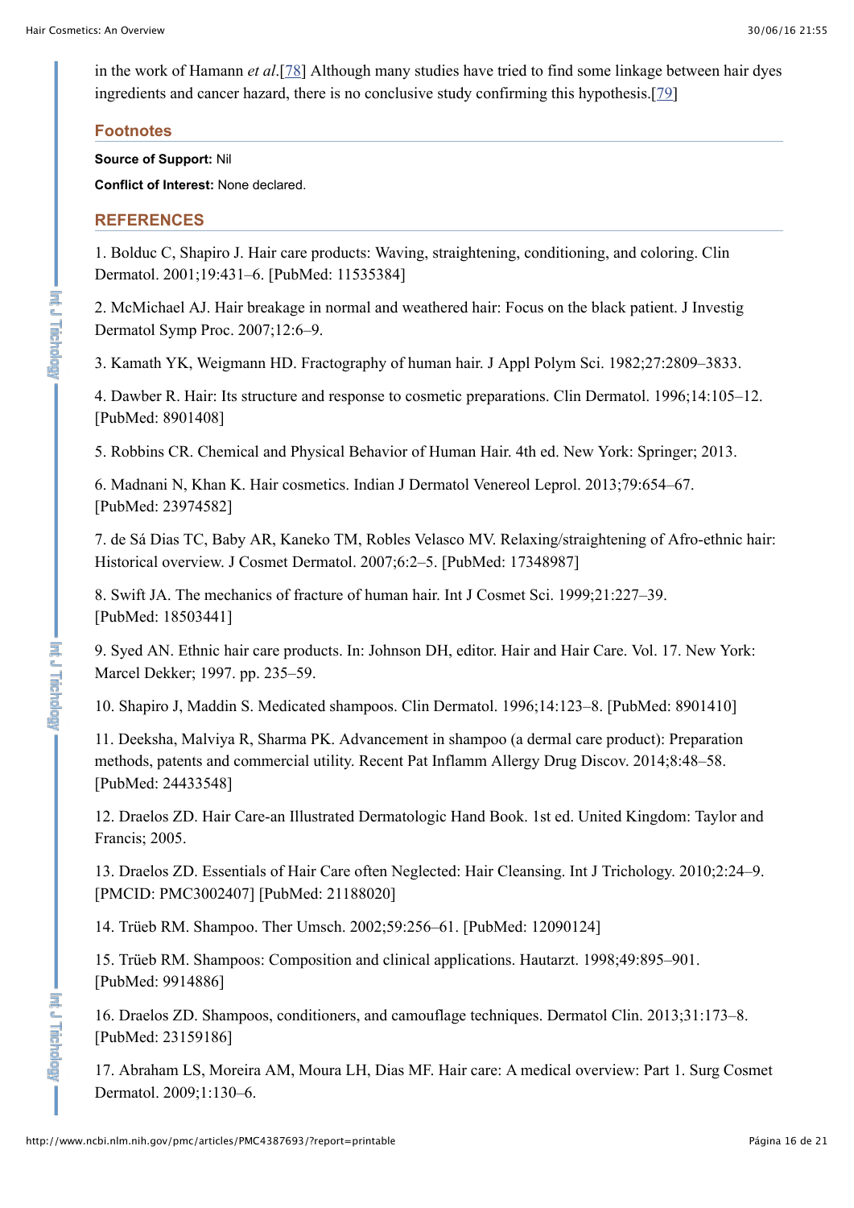in the work of Hamann *et al*.[78] Although many studies have tried to find some linkage between hair dyes ingredients and cancer hazard, there is no conclusive study confirming this hypothesis.[79]

## Footnotes

**Source of Support:** Nil

**Conflict of Interest:** None declared.

## REFERENCES

1. Bolduc C, Shapiro J. Hair care products: Waving, straightening, conditioning, and coloring. Clin Dermatol. 2001;19:431–6. [PubMed: 11535384]

2. McMichael AJ. Hair breakage in normal and weathered hair: Focus on the black patient. J Investig Dermatol Symp Proc. 2007;12:6–9.

3. Kamath YK, Weigmann HD. Fractography of human hair. J Appl Polym Sci. 1982;27:2809–3833.

4. Dawber R. Hair: Its structure and response to cosmetic preparations. Clin Dermatol. 1996;14:105–12. [PubMed: 8901408]

5. Robbins CR. Chemical and Physical Behavior of Human Hair. 4th ed. New York: Springer; 2013.

6. Madnani N, Khan K. Hair cosmetics. Indian J Dermatol Venereol Leprol. 2013;79:654–67. [PubMed: 23974582]

7. de Sá Dias TC, Baby AR, Kaneko TM, Robles Velasco MV. Relaxing/straightening of Afro-ethnic hair: Historical overview. J Cosmet Dermatol. 2007;6:2–5. [PubMed: 17348987]

8. Swift JA. The mechanics of fracture of human hair. Int J Cosmet Sci. 1999;21:227–39. [PubMed: 18503441]

9. Syed AN. Ethnic hair care products. In: Johnson DH, editor. Hair and Hair Care. Vol. 17. New York: Marcel Dekker; 1997. pp. 235–59.

10. Shapiro J, Maddin S. Medicated shampoos. Clin Dermatol. 1996;14:123–8. [PubMed: 8901410]

11. Deeksha, Malviya R, Sharma PK. Advancement in shampoo (a dermal care product): Preparation methods, patents and commercial utility. Recent Pat Inflamm Allergy Drug Discov. 2014;8:48–58. [PubMed: 24433548]

12. Draelos ZD. Hair Care-an Illustrated Dermatologic Hand Book. 1st ed. United Kingdom: Taylor and Francis; 2005.

13. Draelos ZD. Essentials of Hair Care often Neglected: Hair Cleansing. Int J Trichology. 2010;2:24–9. [PMCID: PMC3002407] [PubMed: 21188020]

14. Trüeb RM. Shampoo. Ther Umsch. 2002;59:256–61. [PubMed: 12090124]

15. Trüeb RM. Shampoos: Composition and clinical applications. Hautarzt. 1998;49:895–901. [PubMed: 9914886]

16. Draelos ZD. Shampoos, conditioners, and camouflage techniques. Dermatol Clin. 2013;31:173–8. [PubMed: 23159186]

17. Abraham LS, Moreira AM, Moura LH, Dias MF. Hair care: A medical overview: Part 1. Surg Cosmet Dermatol. 2009;1:130–6.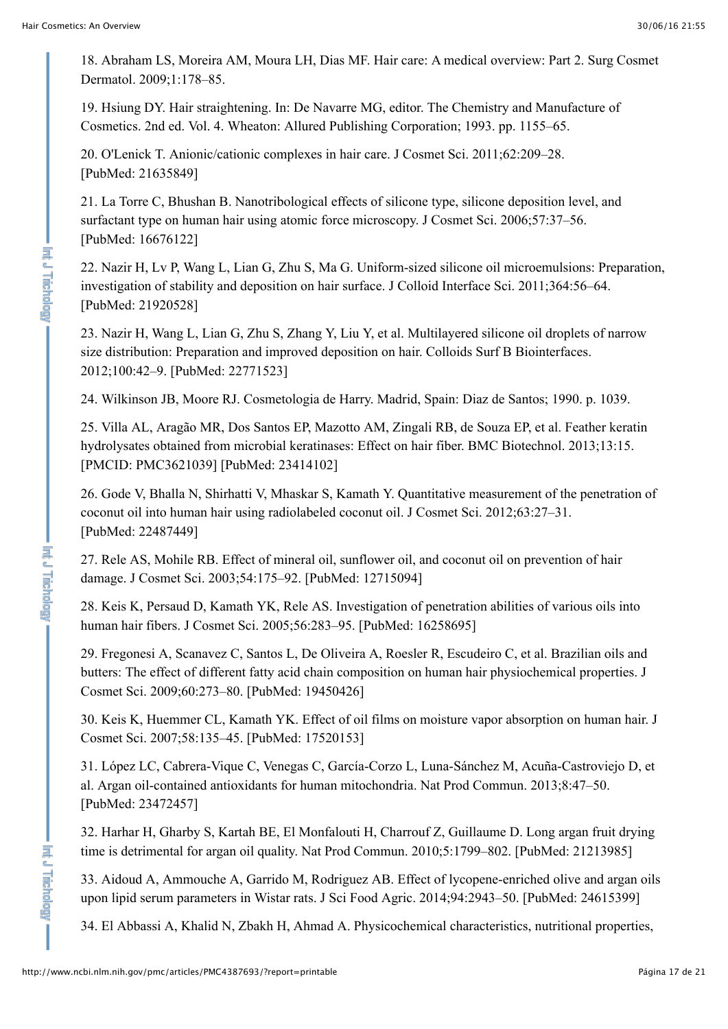18. Abraham LS, Moreira AM, Moura LH, Dias MF. Hair care: A medical overview: Part 2. Surg Cosmet Dermatol. 2009;1:178–85.

19. Hsiung DY. Hair straightening. In: De Navarre MG, editor. The Chemistry and Manufacture of Cosmetics. 2nd ed. Vol. 4. Wheaton: Allured Publishing Corporation; 1993. pp. 1155–65.

20. O'Lenick T. Anionic/cationic complexes in hair care. J Cosmet Sci. 2011;62:209–28. [PubMed: 21635849]

21. La Torre C, Bhushan B. Nanotribological effects of silicone type, silicone deposition level, and surfactant type on human hair using atomic force microscopy. J Cosmet Sci. 2006;57:37–56. [PubMed: 16676122]

22. Nazir H, Lv P, Wang L, Lian G, Zhu S, Ma G. Uniform-sized silicone oil microemulsions: Preparation, investigation of stability and deposition on hair surface. J Colloid Interface Sci. 2011;364:56–64. [PubMed: 21920528]

23. Nazir H, Wang L, Lian G, Zhu S, Zhang Y, Liu Y, et al. Multilayered silicone oil droplets of narrow size distribution: Preparation and improved deposition on hair. Colloids Surf B Biointerfaces. 2012;100:42–9. [PubMed: 22771523]

24. Wilkinson JB, Moore RJ. Cosmetologia de Harry. Madrid, Spain: Diaz de Santos; 1990. p. 1039.

25. Villa AL, Aragão MR, Dos Santos EP, Mazotto AM, Zingali RB, de Souza EP, et al. Feather keratin hydrolysates obtained from microbial keratinases: Effect on hair fiber. BMC Biotechnol. 2013;13:15. [PMCID: PMC3621039] [PubMed: 23414102]

26. Gode V, Bhalla N, Shirhatti V, Mhaskar S, Kamath Y. Quantitative measurement of the penetration of coconut oil into human hair using radiolabeled coconut oil. J Cosmet Sci. 2012;63:27–31. [PubMed: 22487449]

27. Rele AS, Mohile RB. Effect of mineral oil, sunflower oil, and coconut oil on prevention of hair damage. J Cosmet Sci. 2003;54:175–92. [PubMed: 12715094]

28. Keis K, Persaud D, Kamath YK, Rele AS. Investigation of penetration abilities of various oils into human hair fibers. J Cosmet Sci. 2005;56:283–95. [PubMed: 16258695]

29. Fregonesi A, Scanavez C, Santos L, De Oliveira A, Roesler R, Escudeiro C, et al. Brazilian oils and butters: The effect of different fatty acid chain composition on human hair physiochemical properties. J Cosmet Sci. 2009;60:273–80. [PubMed: 19450426]

30. Keis K, Huemmer CL, Kamath YK. Effect of oil films on moisture vapor absorption on human hair. J Cosmet Sci. 2007;58:135–45. [PubMed: 17520153]

31. López LC, Cabrera-Vique C, Venegas C, García-Corzo L, Luna-Sánchez M, Acuña-Castroviejo D, et al. Argan oil-contained antioxidants for human mitochondria. Nat Prod Commun. 2013;8:47–50. [PubMed: 23472457]

32. Harhar H, Gharby S, Kartah BE, El Monfalouti H, Charrouf Z, Guillaume D. Long argan fruit drying time is detrimental for argan oil quality. Nat Prod Commun. 2010;5:1799–802. [PubMed: 21213985]

33. Aidoud A, Ammouche A, Garrido M, Rodriguez AB. Effect of lycopene-enriched olive and argan oils upon lipid serum parameters in Wistar rats. J Sci Food Agric. 2014;94:2943–50. [PubMed: 24615399]

34. El Abbassi A, Khalid N, Zbakh H, Ahmad A. Physicochemical characteristics, nutritional properties,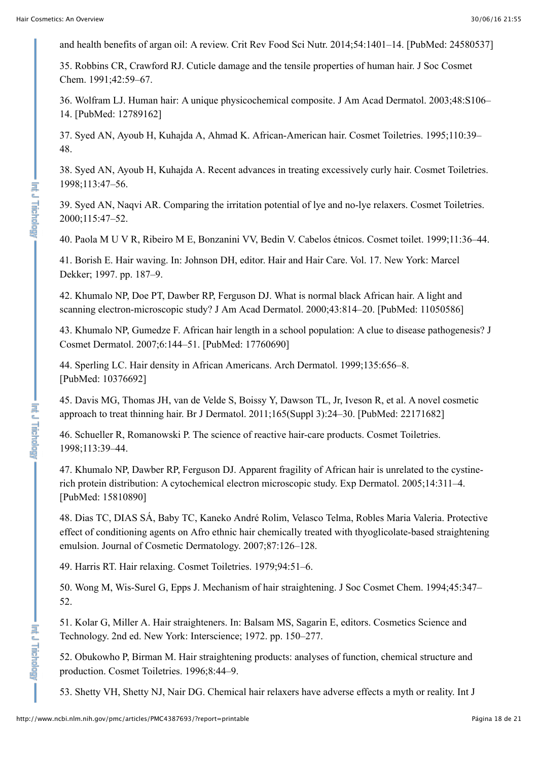and health benefits of argan oil: A review. Crit Rev Food Sci Nutr. 2014;54:1401–14. [PubMed: 24580537]

35. Robbins CR, Crawford RJ. Cuticle damage and the tensile properties of human hair. J Soc Cosmet Chem. 1991;42:59–67.

36. Wolfram LJ. Human hair: A unique physicochemical composite. J Am Acad Dermatol. 2003;48:S106–14. [PubMed: 12789162]

37. Syed AN, Ayoub H, Kuhajda A, Ahmad K. African-American hair. Cosmet Toiletries. 1995;110:39–48.

38. Syed AN, Ayoub H, Kuhajda A. Recent advances in treating excessively curly hair. Cosmet Toiletries. 1998;113:47–56.

39. Syed AN, Naqvi AR. Comparing the irritation potential of lye and no-lye relaxers. Cosmet Toiletries. 2000;115:47–52.

40. Paola M U V R, Ribeiro M E, Bonzanini VV, Bedin V. Cabelos étnicos. Cosmet toilet. 1999;11:36–44.

41. Borish E. Hair waving. In: Johnson DH, editor. Hair and Hair Care. Vol. 17. New York: Marcel Dekker; 1997. pp. 187–9.

42. Khumalo NP, Doe PT, Dawber RP, Ferguson DJ. What is normal black African hair. A light and scanning electron-microscopic study? J Am Acad Dermatol. 2000;43:814–20. [PubMed: 11050586]

43. Khumalo NP, Gumedze F. African hair length in a school population: A clue to disease pathogenesis? J Cosmet Dermatol. 2007;6:144–51. [PubMed: 17760690]

44. Sperling LC. Hair density in African Americans. Arch Dermatol. 1999;135:656–8. [PubMed: 10376692]

45. Davis MG, Thomas JH, van de Velde S, Boissy Y, Dawson TL, Jr, Iveson R, et al. A novel cosmetic approach to treat thinning hair. Br J Dermatol. 2011;165(Suppl 3):24–30. [PubMed: 22171682]

46. Schueller R, Romanowski P. The science of reactive hair-care products. Cosmet Toiletries. 1998;113:39–44.

47. Khumalo NP, Dawber RP, Ferguson DJ. Apparent fragility of African hair is unrelated to the cystine-rich protein distribution: A cytochemical electron microscopic study. Exp Dermatol. 2005;14:311–4. [PubMed: 15810890]

48. Dias TC, DIAS SÁ, Baby TC, Kaneko André Rolim, Velasco Telma, Robles Maria Valeria. Protective effect of conditioning agents on Afro ethnic hair chemically treated with thyoglicolate-based straightening emulsion. Journal of Cosmetic Dermatology. 2007;87:126–128.

49. Harris RT. Hair relaxing. Cosmet Toiletries. 1979;94:51–6.

50. Wong M, Wis-Surel G, Epps J. Mechanism of hair straightening. J Soc Cosmet Chem. 1994;45:347–52.

51. Kolar G, Miller A. Hair straighteners. In: Balsam MS, Sagarin E, editors. Cosmetics Science and Technology. 2nd ed. New York: Interscience; 1972. pp. 150–277.

52. Obukowho P, Birman M. Hair straightening products: analyses of function, chemical structure and production. Cosmet Toiletries. 1996;8:44–9.

53. Shetty VH, Shetty NJ, Nair DG. Chemical hair relaxers have adverse effects a myth or reality. Int J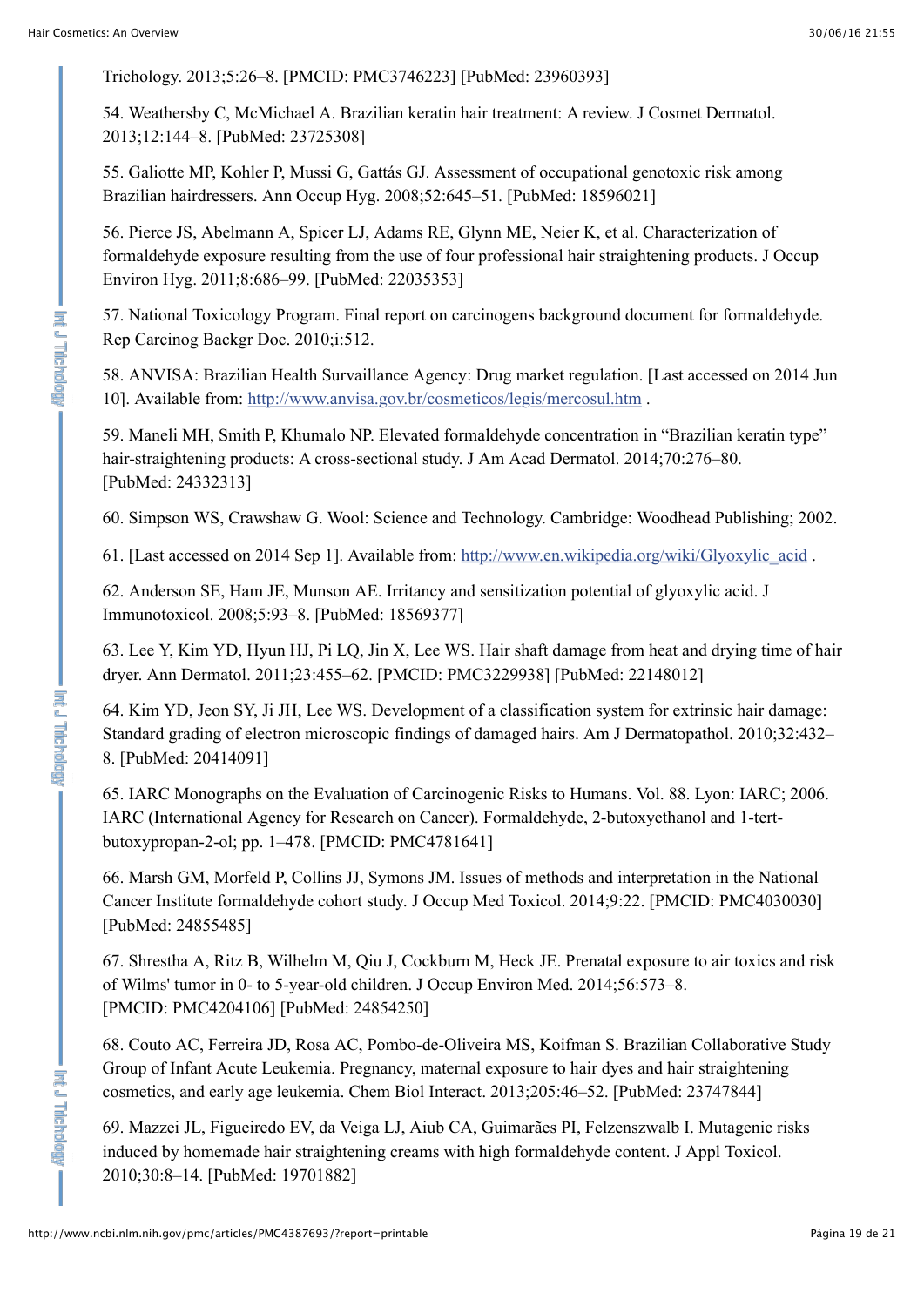Trichology. 2013;5:26–8. [PMCID: PMC3746223] [PubMed: 23960393]

54. Weathersby C, McMichael A. Brazilian keratin hair treatment: A review. J Cosmet Dermatol. 2013;12:144–8. [PubMed: 23725308]

55. Galiotte MP, Kohler P, Mussi G, Gattás GJ. Assessment of occupational genotoxic risk among Brazilian hairdressers. Ann Occup Hyg. 2008;52:645–51. [PubMed: 18596021]

56. Pierce JS, Abelmann A, Spicer LJ, Adams RE, Glynn ME, Neier K, et al. Characterization of formaldehyde exposure resulting from the use of four professional hair straightening products. J Occup Environ Hyg. 2011;8:686–99. [PubMed: 22035353]

57. National Toxicology Program. Final report on carcinogens background document for formaldehyde. Rep Carcinog Backgr Doc. 2010;i:512.

58. ANVISA: Brazilian Health Survaillance Agency: Drug market regulation. [Last accessed on 2014 Jun 10]. Available from: http://www.anvisa.gov.br/cosmeticos/legis/mercosul.htm .

59. Maneli MH, Smith P, Khumalo NP. Elevated formaldehyde concentration in "Brazilian keratin type" hair-straightening products: A cross-sectional study. J Am Acad Dermatol. 2014;70:276–80. [PubMed: 24332313]

60. Simpson WS, Crawshaw G. Wool: Science and Technology. Cambridge: Woodhead Publishing; 2002.

61. [Last accessed on 2014 Sep 1]. Available from: http://www.en.wikipedia.org/wiki/Glyoxylic_acid .

62. Anderson SE, Ham JE, Munson AE. Irritancy and sensitization potential of glyoxylic acid. J Immunotoxicol. 2008;5:93–8. [PubMed: 18569377]

63. Lee Y, Kim YD, Hyun HJ, Pi LQ, Jin X, Lee WS. Hair shaft damage from heat and drying time of hair dryer. Ann Dermatol. 2011;23:455–62. [PMCID: PMC3229938] [PubMed: 22148012]

64. Kim YD, Jeon SY, Ji JH, Lee WS. Development of a classification system for extrinsic hair damage: Standard grading of electron microscopic findings of damaged hairs. Am J Dermatopathol. 2010;32:432–8. [PubMed: 20414091]

65. IARC Monographs on the Evaluation of Carcinogenic Risks to Humans. Vol. 88. Lyon: IARC; 2006. IARC (International Agency for Research on Cancer). Formaldehyde, 2-butoxyethanol and 1-tert-butoxypropan-2-ol; pp. 1–478. [PMCID: PMC4781641]

66. Marsh GM, Morfeld P, Collins JJ, Symons JM. Issues of methods and interpretation in the National Cancer Institute formaldehyde cohort study. J Occup Med Toxicol. 2014;9:22. [PMCID: PMC4030030] [PubMed: 24855485]

67. Shrestha A, Ritz B, Wilhelm M, Qiu J, Cockburn M, Heck JE. Prenatal exposure to air toxics and risk of Wilms' tumor in 0- to 5-year-old children. J Occup Environ Med. 2014;56:573–8. [PMCID: PMC4204106] [PubMed: 24854250]

68. Couto AC, Ferreira JD, Rosa AC, Pombo-de-Oliveira MS, Koifman S. Brazilian Collaborative Study Group of Infant Acute Leukemia. Pregnancy, maternal exposure to hair dyes and hair straightening cosmetics, and early age leukemia. Chem Biol Interact. 2013;205:46–52. [PubMed: 23747844]

69. Mazzei JL, Figueiredo EV, da Veiga LJ, Aiub CA, Guimarães PI, Felzenszwalb I. Mutagenic risks induced by homemade hair straightening creams with high formaldehyde content. J Appl Toxicol. 2010;30:8–14. [PubMed: 19701882]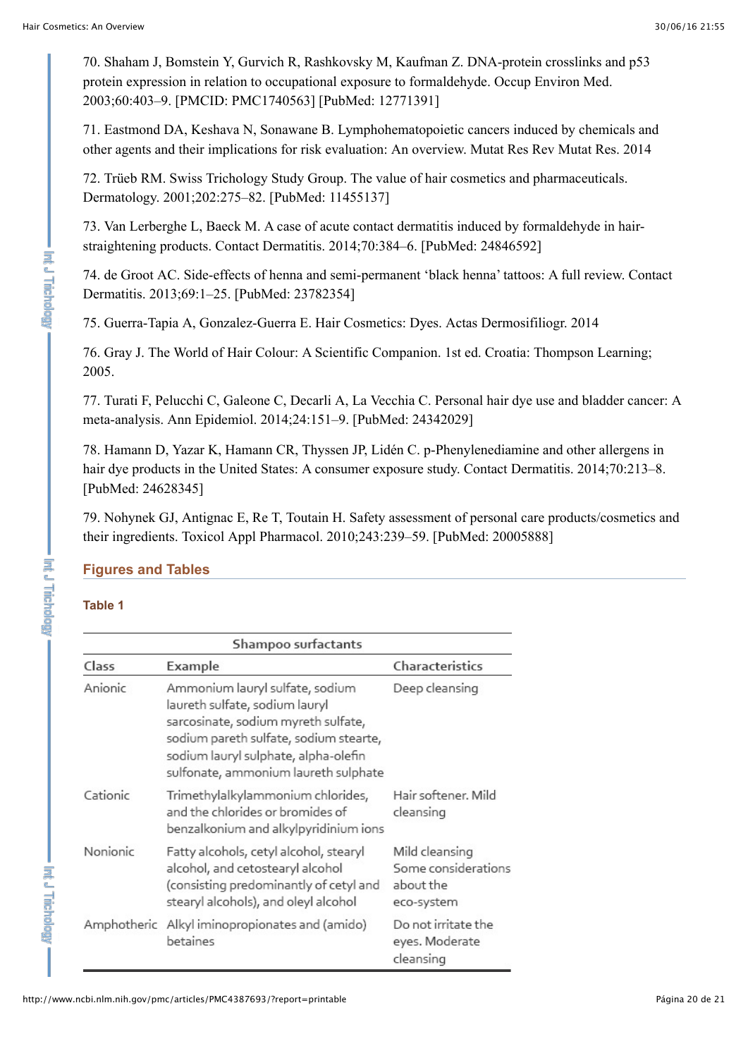70. Shaham J, Bomstein Y, Gurvich R, Rashkovsky M, Kaufman Z. DNA-protein crosslinks and p53 protein expression in relation to occupational exposure to formaldehyde. Occup Environ Med. 2003;60:403–9. [PMCID: PMC1740563] [PubMed: 12771391]

71. Eastmond DA, Keshava N, Sonawane B. Lymphohematopoietic cancers induced by chemicals and other agents and their implications for risk evaluation: An overview. Mutat Res Rev Mutat Res. 2014

72. Trüeb RM. Swiss Trichology Study Group. The value of hair cosmetics and pharmaceuticals. Dermatology. 2001;202:275–82. [PubMed: 11455137]

73. Van Lerberghe L, Baeck M. A case of acute contact dermatitis induced by formaldehyde in hair-straightening products. Contact Dermatitis. 2014;70:384–6. [PubMed: 24846592]

74. de Groot AC. Side-effects of henna and semi-permanent ‘black henna’ tattoos: A full review. Contact Dermatitis. 2013;69:1–25. [PubMed: 23782354]

75. Guerra-Tapia A, Gonzalez-Guerra E. Hair Cosmetics: Dyes. Actas Dermosifiliogr. 2014

76. Gray J. The World of Hair Colour: A Scientific Companion. 1st ed. Croatia: Thompson Learning; 2005.

77. Turati F, Pelucchi C, Galeone C, Decarli A, La Vecchia C. Personal hair dye use and bladder cancer: A meta-analysis. Ann Epidemiol. 2014;24:151–9. [PubMed: 24342029]

78. Hamann D, Yazar K, Hamann CR, Thyssen JP, Lidén C. p-Phenylenediamine and other allergens in hair dye products in the United States: A consumer exposure study. Contact Dermatitis. 2014;70:213–8. [PubMed: 24628345]

79. Nohynek GJ, Antignac E, Re T, Toutain H. Safety assessment of personal care products/cosmetics and their ingredients. Toxicol Appl Pharmacol. 2010;243:239–59. [PubMed: 20005888]

## Figures and Tables

### Table 1

| Shampoo surfactants | | |
|---|---|---|
| Class | Example | Characteristics |
| Anionic | Ammonium lauryl sulfate, sodium laureth sulfate, sodium lauryl sarcosinate, sodium myreth sulfate, sodium pareth sulfate, sodium stearte, sodium lauryl sulphate, alpha-olefin sulfonate, ammonium laureth sulphate | Deep cleansing |
| Cationic | Trimethylalkylammonium chlorides, and the chlorides or bromides of benzalkonium and alkylpyridinium ions | Hair softener. Mild cleansing |
| Nonionic | Fatty alcohols, cetyl alcohol, stearyl alcohol, and cetostearyl alcohol (consisting predominantly of cetyl and stearyl alcohols), and oleyl alcohol | Mild cleansing Some considerations about the eco-system |
| Amphotheric | Alkyl iminopropionates and (amido) betaines | Do not irritate the eyes. Moderate cleansing |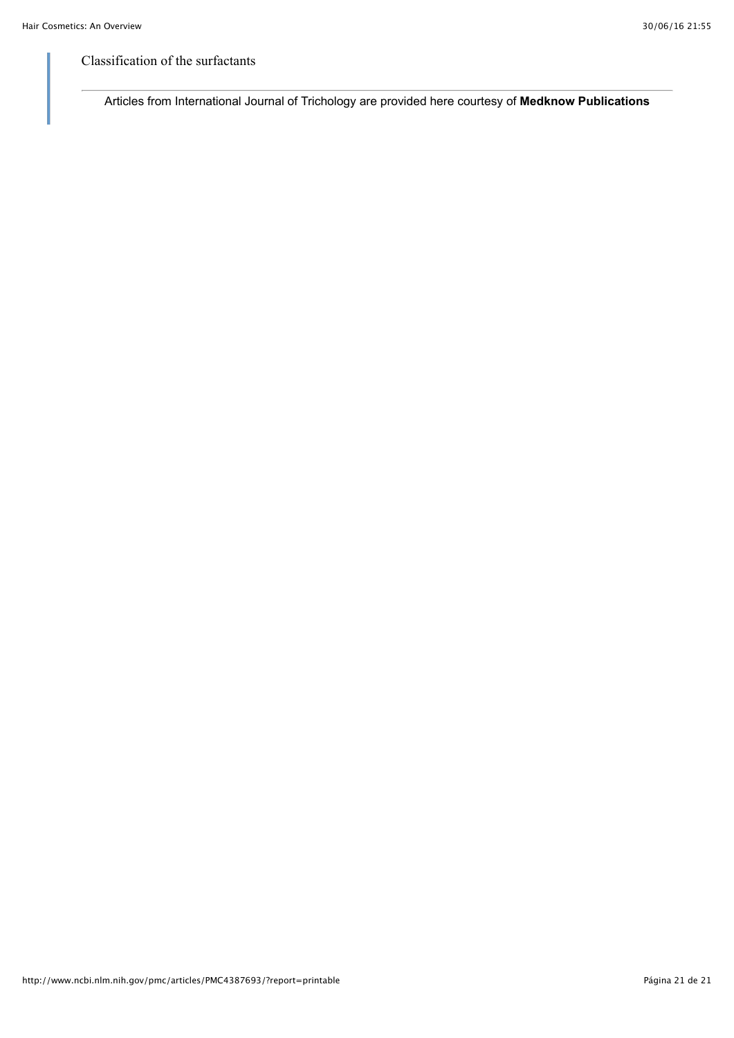Classification of the surfactants

---

Articles from International Journal of Trichology are provided here courtesy of **Medknow Publications**